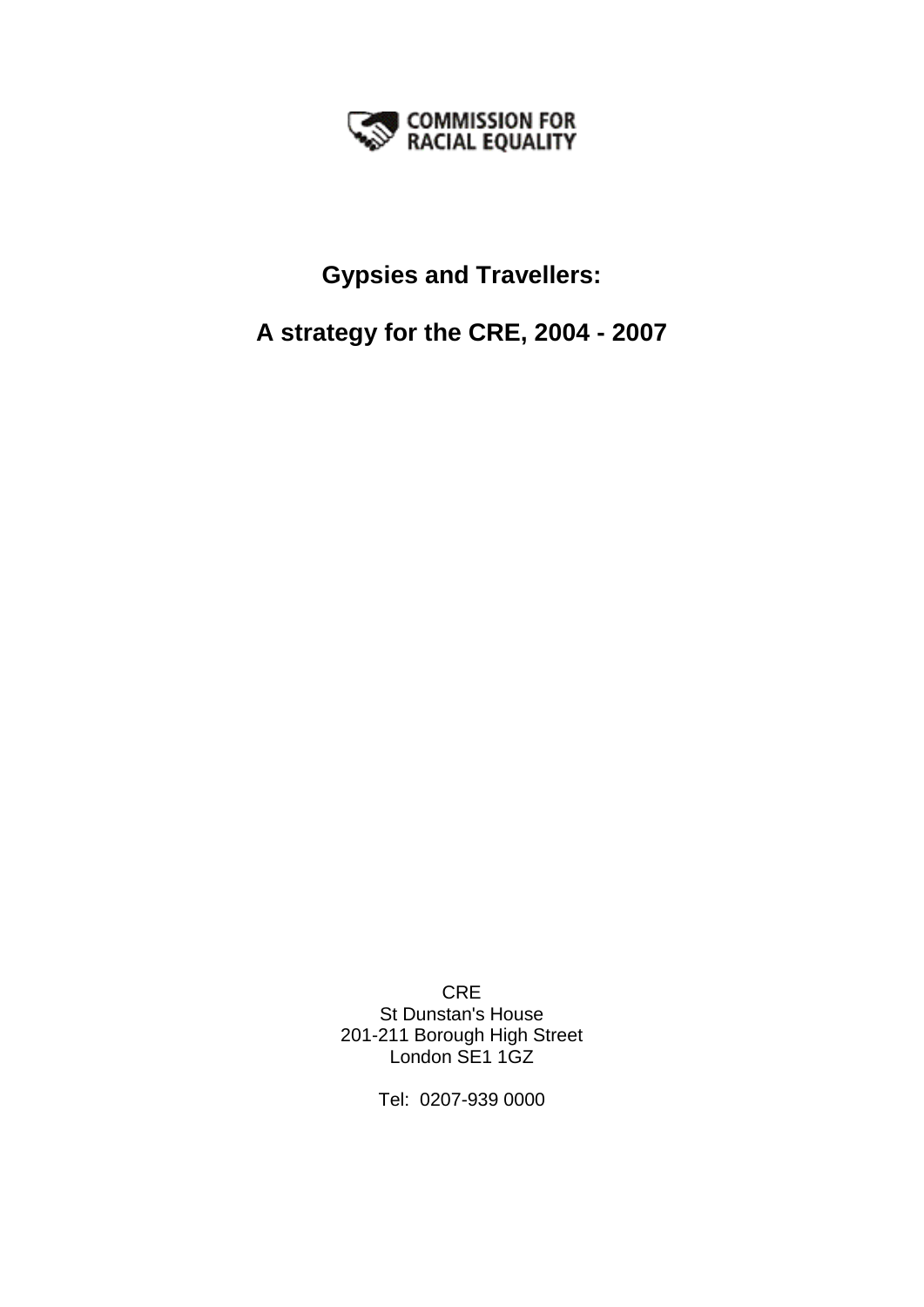COMMISSION FOR RACIAL EQUALITY

# Gypsies and Travellers:

# A strategy for the CRE, 2004 - 2007

CRE
St Dunstan's House
201-211 Borough High Street
London SE1 1GZ

Tel: 0207-939 0000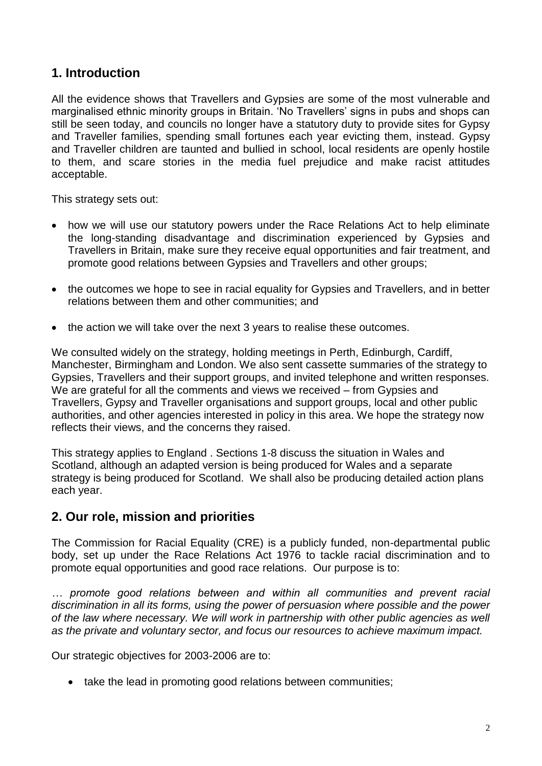## 1. Introduction

All the evidence shows that Travellers and Gypsies are some of the most vulnerable and marginalised ethnic minority groups in Britain. 'No Travellers' signs in pubs and shops can still be seen today, and councils no longer have a statutory duty to provide sites for Gypsy and Traveller families, spending small fortunes each year evicting them, instead. Gypsy and Traveller children are taunted and bullied in school, local residents are openly hostile to them, and scare stories in the media fuel prejudice and make racist attitudes acceptable.

This strategy sets out:

- how we will use our statutory powers under the Race Relations Act to help eliminate the long-standing disadvantage and discrimination experienced by Gypsies and Travellers in Britain, make sure they receive equal opportunities and fair treatment, and promote good relations between Gypsies and Travellers and other groups;
- the outcomes we hope to see in racial equality for Gypsies and Travellers, and in better relations between them and other communities; and
- the action we will take over the next 3 years to realise these outcomes.

We consulted widely on the strategy, holding meetings in Perth, Edinburgh, Cardiff, Manchester, Birmingham and London. We also sent cassette summaries of the strategy to Gypsies, Travellers and their support groups, and invited telephone and written responses. We are grateful for all the comments and views we received – from Gypsies and Travellers, Gypsy and Traveller organisations and support groups, local and other public authorities, and other agencies interested in policy in this area. We hope the strategy now reflects their views, and the concerns they raised.

This strategy applies to England . Sections 1-8 discuss the situation in Wales and Scotland, although an adapted version is being produced for Wales and a separate strategy is being produced for Scotland. We shall also be producing detailed action plans each year.

## 2. Our role, mission and priorities

The Commission for Racial Equality (CRE) is a publicly funded, non-departmental public body, set up under the Race Relations Act 1976 to tackle racial discrimination and to promote equal opportunities and good race relations. Our purpose is to:

*… promote good relations between and within all communities and prevent racial discrimination in all its forms, using the power of persuasion where possible and the power of the law where necessary. We will work in partnership with other public agencies as well as the private and voluntary sector, and focus our resources to achieve maximum impact.*

Our strategic objectives for 2003-2006 are to:

- take the lead in promoting good relations between communities;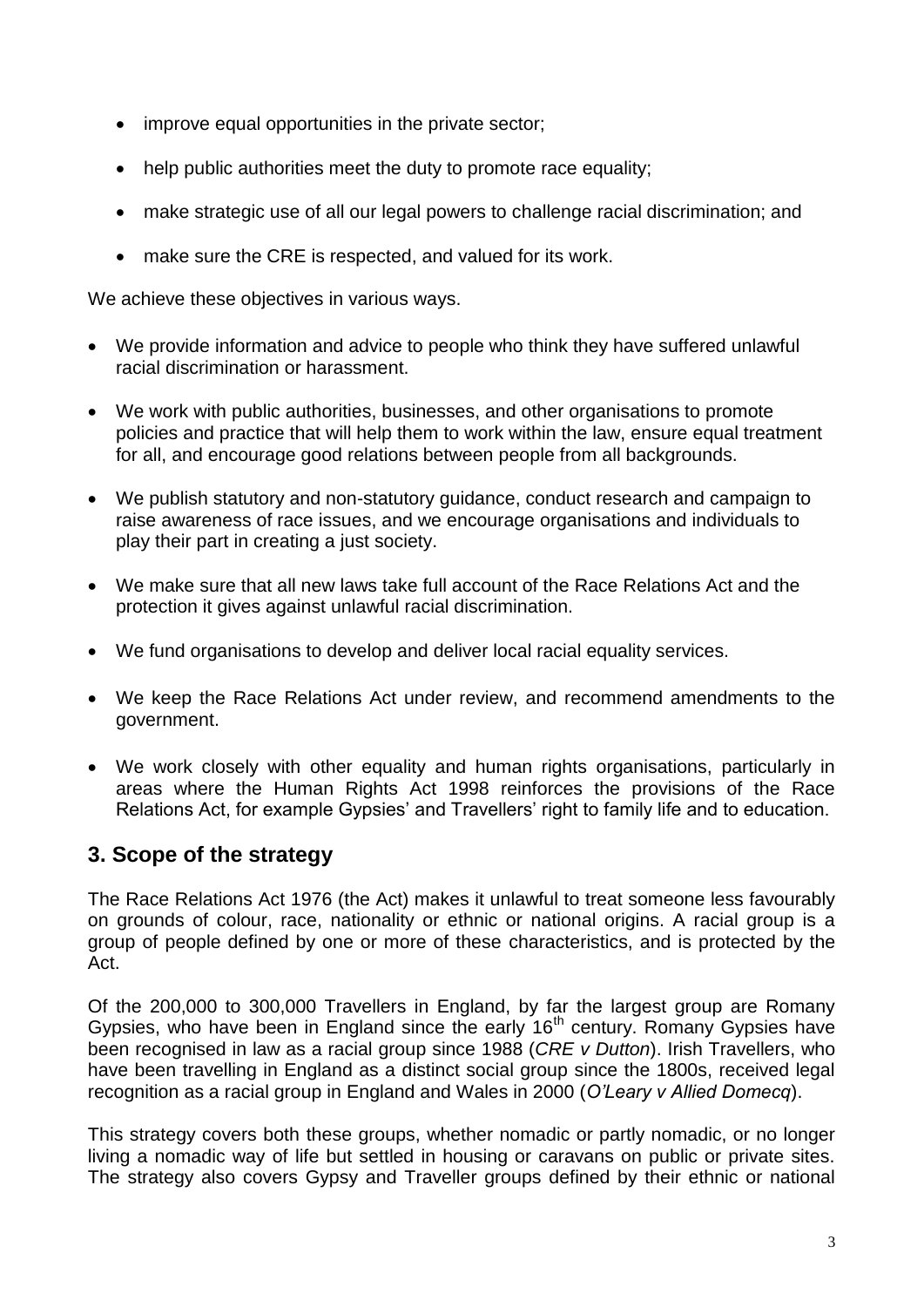- improve equal opportunities in the private sector;
- help public authorities meet the duty to promote race equality;
- make strategic use of all our legal powers to challenge racial discrimination; and
- make sure the CRE is respected, and valued for its work.

We achieve these objectives in various ways.

- We provide information and advice to people who think they have suffered unlawful racial discrimination or harassment.
- We work with public authorities, businesses, and other organisations to promote policies and practice that will help them to work within the law, ensure equal treatment for all, and encourage good relations between people from all backgrounds.
- We publish statutory and non-statutory guidance, conduct research and campaign to raise awareness of race issues, and we encourage organisations and individuals to play their part in creating a just society.
- We make sure that all new laws take full account of the Race Relations Act and the protection it gives against unlawful racial discrimination.
- We fund organisations to develop and deliver local racial equality services.
- We keep the Race Relations Act under review, and recommend amendments to the government.
- We work closely with other equality and human rights organisations, particularly in areas where the Human Rights Act 1998 reinforces the provisions of the Race Relations Act, for example Gypsies' and Travellers' right to family life and to education.

## 3. Scope of the strategy

The Race Relations Act 1976 (the Act) makes it unlawful to treat someone less favourably on grounds of colour, race, nationality or ethnic or national origins. A racial group is a group of people defined by one or more of these characteristics, and is protected by the Act.

Of the 200,000 to 300,000 Travellers in England, by far the largest group are Romany Gypsies, who have been in England since the early 16th century. Romany Gypsies have been recognised in law as a racial group since 1988 (*CRE v Dutton*). Irish Travellers, who have been travelling in England as a distinct social group since the 1800s, received legal recognition as a racial group in England and Wales in 2000 (*O'Leary v Allied Domecq*).

This strategy covers both these groups, whether nomadic or partly nomadic, or no longer living a nomadic way of life but settled in housing or caravans on public or private sites. The strategy also covers Gypsy and Traveller groups defined by their ethnic or national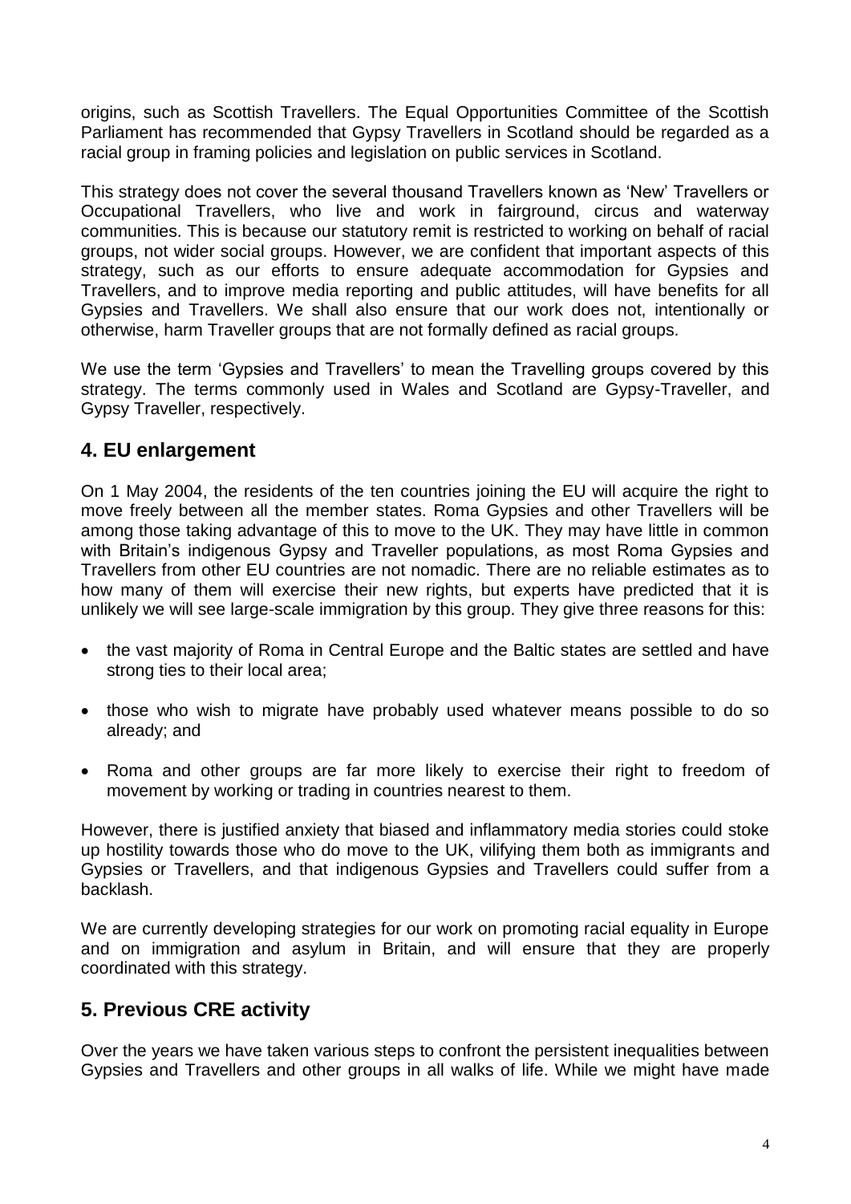origins, such as Scottish Travellers. The Equal Opportunities Committee of the Scottish Parliament has recommended that Gypsy Travellers in Scotland should be regarded as a racial group in framing policies and legislation on public services in Scotland.

This strategy does not cover the several thousand Travellers known as 'New' Travellers or Occupational Travellers, who live and work in fairground, circus and waterway communities. This is because our statutory remit is restricted to working on behalf of racial groups, not wider social groups. However, we are confident that important aspects of this strategy, such as our efforts to ensure adequate accommodation for Gypsies and Travellers, and to improve media reporting and public attitudes, will have benefits for all Gypsies and Travellers. We shall also ensure that our work does not, intentionally or otherwise, harm Traveller groups that are not formally defined as racial groups.

We use the term 'Gypsies and Travellers' to mean the Travelling groups covered by this strategy. The terms commonly used in Wales and Scotland are Gypsy-Traveller, and Gypsy Traveller, respectively.

## 4. EU enlargement

On 1 May 2004, the residents of the ten countries joining the EU will acquire the right to move freely between all the member states. Roma Gypsies and other Travellers will be among those taking advantage of this to move to the UK. They may have little in common with Britain's indigenous Gypsy and Traveller populations, as most Roma Gypsies and Travellers from other EU countries are not nomadic. There are no reliable estimates as to how many of them will exercise their new rights, but experts have predicted that it is unlikely we will see large-scale immigration by this group. They give three reasons for this:

- the vast majority of Roma in Central Europe and the Baltic states are settled and have strong ties to their local area;
- those who wish to migrate have probably used whatever means possible to do so already; and
- Roma and other groups are far more likely to exercise their right to freedom of movement by working or trading in countries nearest to them.

However, there is justified anxiety that biased and inflammatory media stories could stoke up hostility towards those who do move to the UK, vilifying them both as immigrants and Gypsies or Travellers, and that indigenous Gypsies and Travellers could suffer from a backlash.

We are currently developing strategies for our work on promoting racial equality in Europe and on immigration and asylum in Britain, and will ensure that they are properly coordinated with this strategy.

## 5. Previous CRE activity

Over the years we have taken various steps to confront the persistent inequalities between Gypsies and Travellers and other groups in all walks of life. While we might have made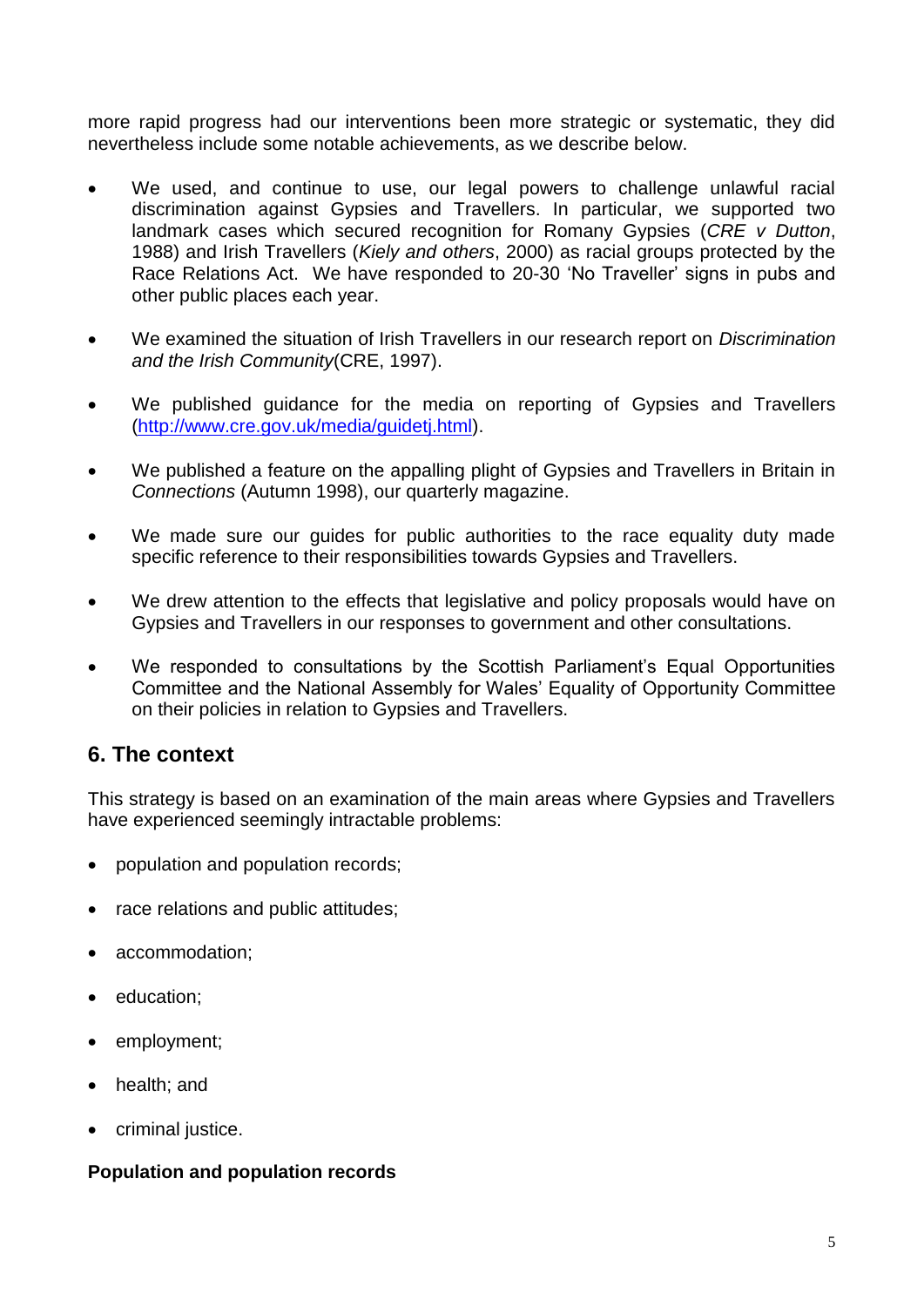more rapid progress had our interventions been more strategic or systematic, they did nevertheless include some notable achievements, as we describe below.

- We used, and continue to use, our legal powers to challenge unlawful racial discrimination against Gypsies and Travellers. In particular, we supported two landmark cases which secured recognition for Romany Gypsies (*CRE v Dutton*, 1988) and Irish Travellers (*Kiely and others*, 2000) as racial groups protected by the Race Relations Act. We have responded to 20-30 'No Traveller' signs in pubs and other public places each year.
- We examined the situation of Irish Travellers in our research report on *Discrimination and the Irish Community*(CRE, 1997).
- We published guidance for the media on reporting of Gypsies and Travellers (http://www.cre.gov.uk/media/guidetj.html).
- We published a feature on the appalling plight of Gypsies and Travellers in Britain in *Connections* (Autumn 1998), our quarterly magazine.
- We made sure our guides for public authorities to the race equality duty made specific reference to their responsibilities towards Gypsies and Travellers.
- We drew attention to the effects that legislative and policy proposals would have on Gypsies and Travellers in our responses to government and other consultations.
- We responded to consultations by the Scottish Parliament's Equal Opportunities Committee and the National Assembly for Wales' Equality of Opportunity Committee on their policies in relation to Gypsies and Travellers.

## 6. The context

This strategy is based on an examination of the main areas where Gypsies and Travellers have experienced seemingly intractable problems:

- population and population records;
- race relations and public attitudes;
- accommodation;
- education;
- employment;
- health; and
- criminal justice.

**Population and population records**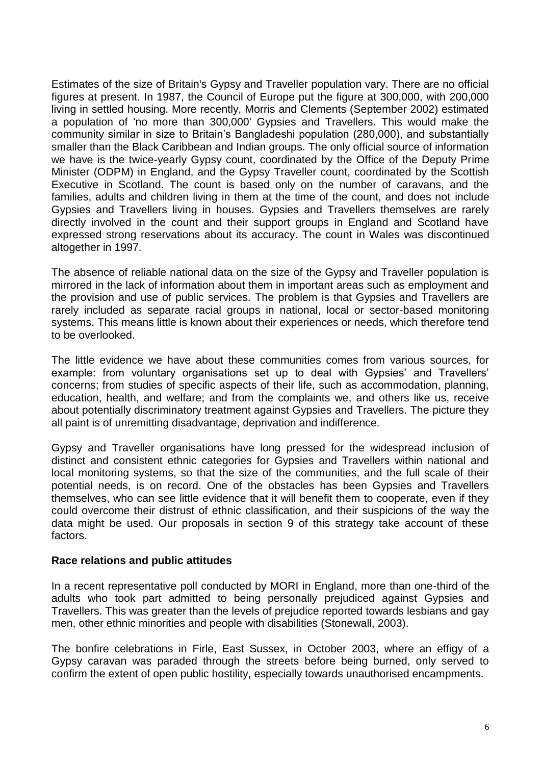Estimates of the size of Britain's Gypsy and Traveller population vary. There are no official figures at present. In 1987, the Council of Europe put the figure at 300,000, with 200,000 living in settled housing. More recently, Morris and Clements (September 2002) estimated a population of 'no more than 300,000' Gypsies and Travellers. This would make the community similar in size to Britain's Bangladeshi population (280,000), and substantially smaller than the Black Caribbean and Indian groups. The only official source of information we have is the twice-yearly Gypsy count, coordinated by the Office of the Deputy Prime Minister (ODPM) in England, and the Gypsy Traveller count, coordinated by the Scottish Executive in Scotland. The count is based only on the number of caravans, and the families, adults and children living in them at the time of the count, and does not include Gypsies and Travellers living in houses. Gypsies and Travellers themselves are rarely directly involved in the count and their support groups in England and Scotland have expressed strong reservations about its accuracy. The count in Wales was discontinued altogether in 1997.

The absence of reliable national data on the size of the Gypsy and Traveller population is mirrored in the lack of information about them in important areas such as employment and the provision and use of public services. The problem is that Gypsies and Travellers are rarely included as separate racial groups in national, local or sector-based monitoring systems. This means little is known about their experiences or needs, which therefore tend to be overlooked.

The little evidence we have about these communities comes from various sources, for example: from voluntary organisations set up to deal with Gypsies' and Travellers' concerns; from studies of specific aspects of their life, such as accommodation, planning, education, health, and welfare; and from the complaints we, and others like us, receive about potentially discriminatory treatment against Gypsies and Travellers. The picture they all paint is of unremitting disadvantage, deprivation and indifference.

Gypsy and Traveller organisations have long pressed for the widespread inclusion of distinct and consistent ethnic categories for Gypsies and Travellers within national and local monitoring systems, so that the size of the communities, and the full scale of their potential needs, is on record. One of the obstacles has been Gypsies and Travellers themselves, who can see little evidence that it will benefit them to cooperate, even if they could overcome their distrust of ethnic classification, and their suspicions of the way the data might be used. Our proposals in section 9 of this strategy take account of these factors.

**Race relations and public attitudes**

In a recent representative poll conducted by MORI in England, more than one-third of the adults who took part admitted to being personally prejudiced against Gypsies and Travellers. This was greater than the levels of prejudice reported towards lesbians and gay men, other ethnic minorities and people with disabilities (Stonewall, 2003).

The bonfire celebrations in Firle, East Sussex, in October 2003, where an effigy of a Gypsy caravan was paraded through the streets before being burned, only served to confirm the extent of open public hostility, especially towards unauthorised encampments.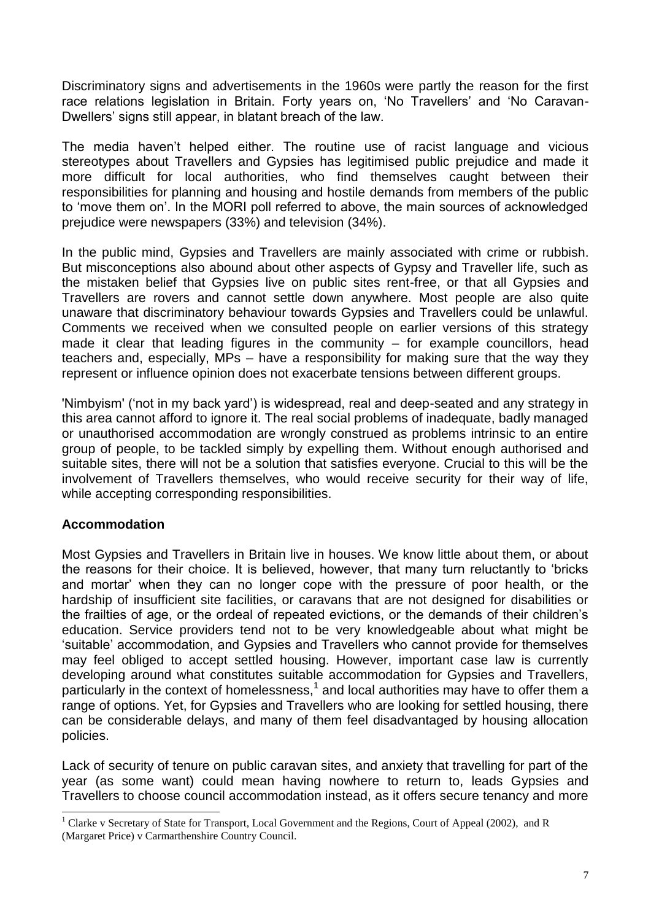Discriminatory signs and advertisements in the 1960s were partly the reason for the first race relations legislation in Britain. Forty years on, 'No Travellers' and 'No Caravan-Dwellers' signs still appear, in blatant breach of the law.

The media haven't helped either. The routine use of racist language and vicious stereotypes about Travellers and Gypsies has legitimised public prejudice and made it more difficult for local authorities, who find themselves caught between their responsibilities for planning and housing and hostile demands from members of the public to 'move them on'. In the MORI poll referred to above, the main sources of acknowledged prejudice were newspapers (33%) and television (34%).

In the public mind, Gypsies and Travellers are mainly associated with crime or rubbish. But misconceptions also abound about other aspects of Gypsy and Traveller life, such as the mistaken belief that Gypsies live on public sites rent-free, or that all Gypsies and Travellers are rovers and cannot settle down anywhere. Most people are also quite unaware that discriminatory behaviour towards Gypsies and Travellers could be unlawful. Comments we received when we consulted people on earlier versions of this strategy made it clear that leading figures in the community – for example councillors, head teachers and, especially, MPs – have a responsibility for making sure that the way they represent or influence opinion does not exacerbate tensions between different groups.

'Nimbyism' ('not in my back yard') is widespread, real and deep-seated and any strategy in this area cannot afford to ignore it. The real social problems of inadequate, badly managed or unauthorised accommodation are wrongly construed as problems intrinsic to an entire group of people, to be tackled simply by expelling them. Without enough authorised and suitable sites, there will not be a solution that satisfies everyone. Crucial to this will be the involvement of Travellers themselves, who would receive security for their way of life, while accepting corresponding responsibilities.

## Accommodation

Most Gypsies and Travellers in Britain live in houses. We know little about them, or about the reasons for their choice. It is believed, however, that many turn reluctantly to 'bricks and mortar' when they can no longer cope with the pressure of poor health, or the hardship of insufficient site facilities, or caravans that are not designed for disabilities or the frailties of age, or the ordeal of repeated evictions, or the demands of their children's education. Service providers tend not to be very knowledgeable about what might be 'suitable' accommodation, and Gypsies and Travellers who cannot provide for themselves may feel obliged to accept settled housing. However, important case law is currently developing around what constitutes suitable accommodation for Gypsies and Travellers, particularly in the context of homelessness,[1] and local authorities may have to offer them a range of options. Yet, for Gypsies and Travellers who are looking for settled housing, there can be considerable delays, and many of them feel disadvantaged by housing allocation policies.

Lack of security of tenure on public caravan sites, and anxiety that travelling for part of the year (as some want) could mean having nowhere to return to, leads Gypsies and Travellers to choose council accommodation instead, as it offers secure tenancy and more

---

[1] Clarke v Secretary of State for Transport, Local Government and the Regions, Court of Appeal (2002), and R (Margaret Price) v Carmarthenshire Country Council.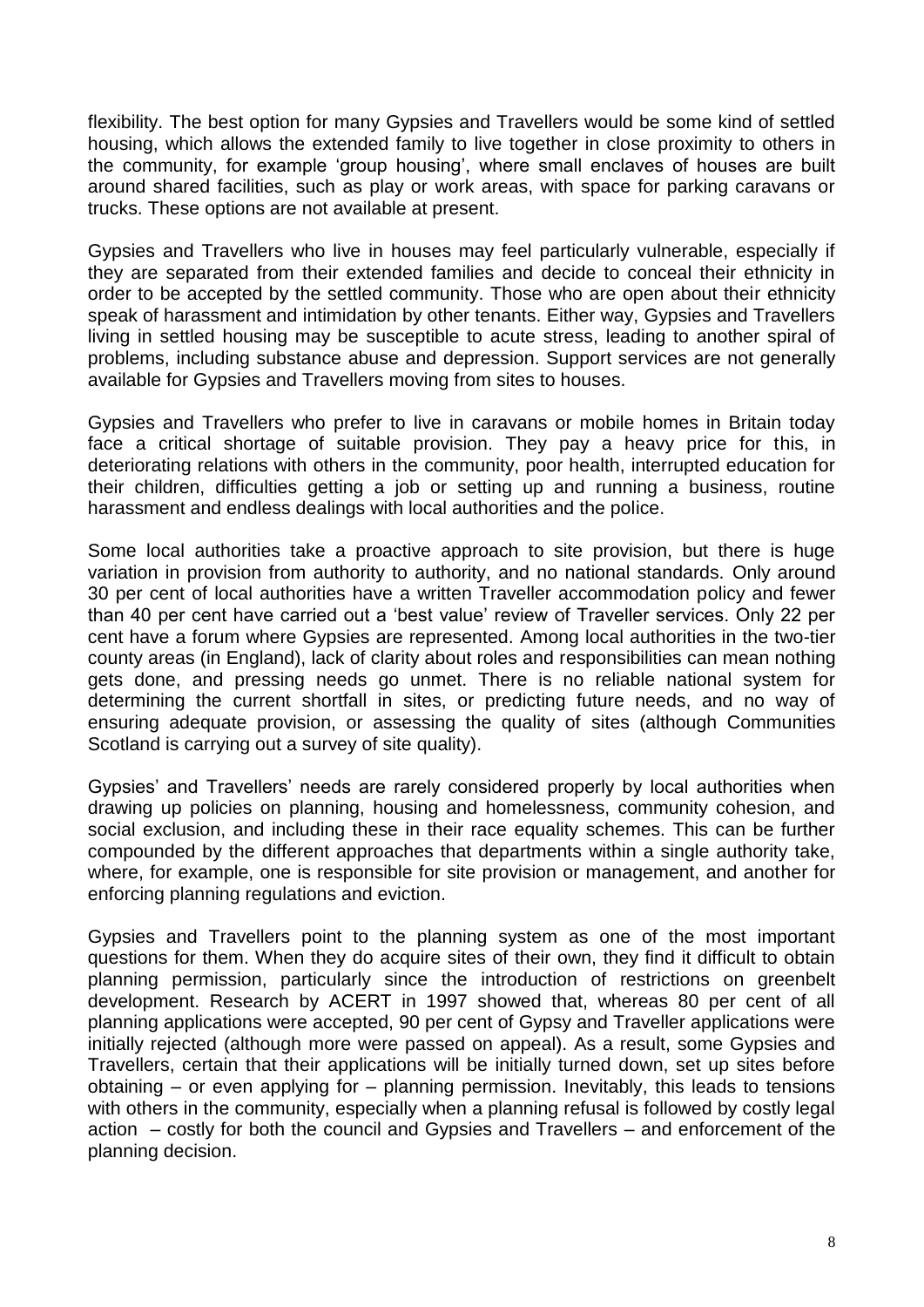flexibility. The best option for many Gypsies and Travellers would be some kind of settled housing, which allows the extended family to live together in close proximity to others in the community, for example 'group housing', where small enclaves of houses are built around shared facilities, such as play or work areas, with space for parking caravans or trucks. These options are not available at present.

Gypsies and Travellers who live in houses may feel particularly vulnerable, especially if they are separated from their extended families and decide to conceal their ethnicity in order to be accepted by the settled community. Those who are open about their ethnicity speak of harassment and intimidation by other tenants. Either way, Gypsies and Travellers living in settled housing may be susceptible to acute stress, leading to another spiral of problems, including substance abuse and depression. Support services are not generally available for Gypsies and Travellers moving from sites to houses.

Gypsies and Travellers who prefer to live in caravans or mobile homes in Britain today face a critical shortage of suitable provision. They pay a heavy price for this, in deteriorating relations with others in the community, poor health, interrupted education for their children, difficulties getting a job or setting up and running a business, routine harassment and endless dealings with local authorities and the police.

Some local authorities take a proactive approach to site provision, but there is huge variation in provision from authority to authority, and no national standards. Only around 30 per cent of local authorities have a written Traveller accommodation policy and fewer than 40 per cent have carried out a 'best value' review of Traveller services. Only 22 per cent have a forum where Gypsies are represented. Among local authorities in the two-tier county areas (in England), lack of clarity about roles and responsibilities can mean nothing gets done, and pressing needs go unmet. There is no reliable national system for determining the current shortfall in sites, or predicting future needs, and no way of ensuring adequate provision, or assessing the quality of sites (although Communities Scotland is carrying out a survey of site quality).

Gypsies' and Travellers' needs are rarely considered properly by local authorities when drawing up policies on planning, housing and homelessness, community cohesion, and social exclusion, and including these in their race equality schemes. This can be further compounded by the different approaches that departments within a single authority take, where, for example, one is responsible for site provision or management, and another for enforcing planning regulations and eviction.

Gypsies and Travellers point to the planning system as one of the most important questions for them. When they do acquire sites of their own, they find it difficult to obtain planning permission, particularly since the introduction of restrictions on greenbelt development. Research by ACERT in 1997 showed that, whereas 80 per cent of all planning applications were accepted, 90 per cent of Gypsy and Traveller applications were initially rejected (although more were passed on appeal). As a result, some Gypsies and Travellers, certain that their applications will be initially turned down, set up sites before obtaining – or even applying for – planning permission. Inevitably, this leads to tensions with others in the community, especially when a planning refusal is followed by costly legal action – costly for both the council and Gypsies and Travellers – and enforcement of the planning decision.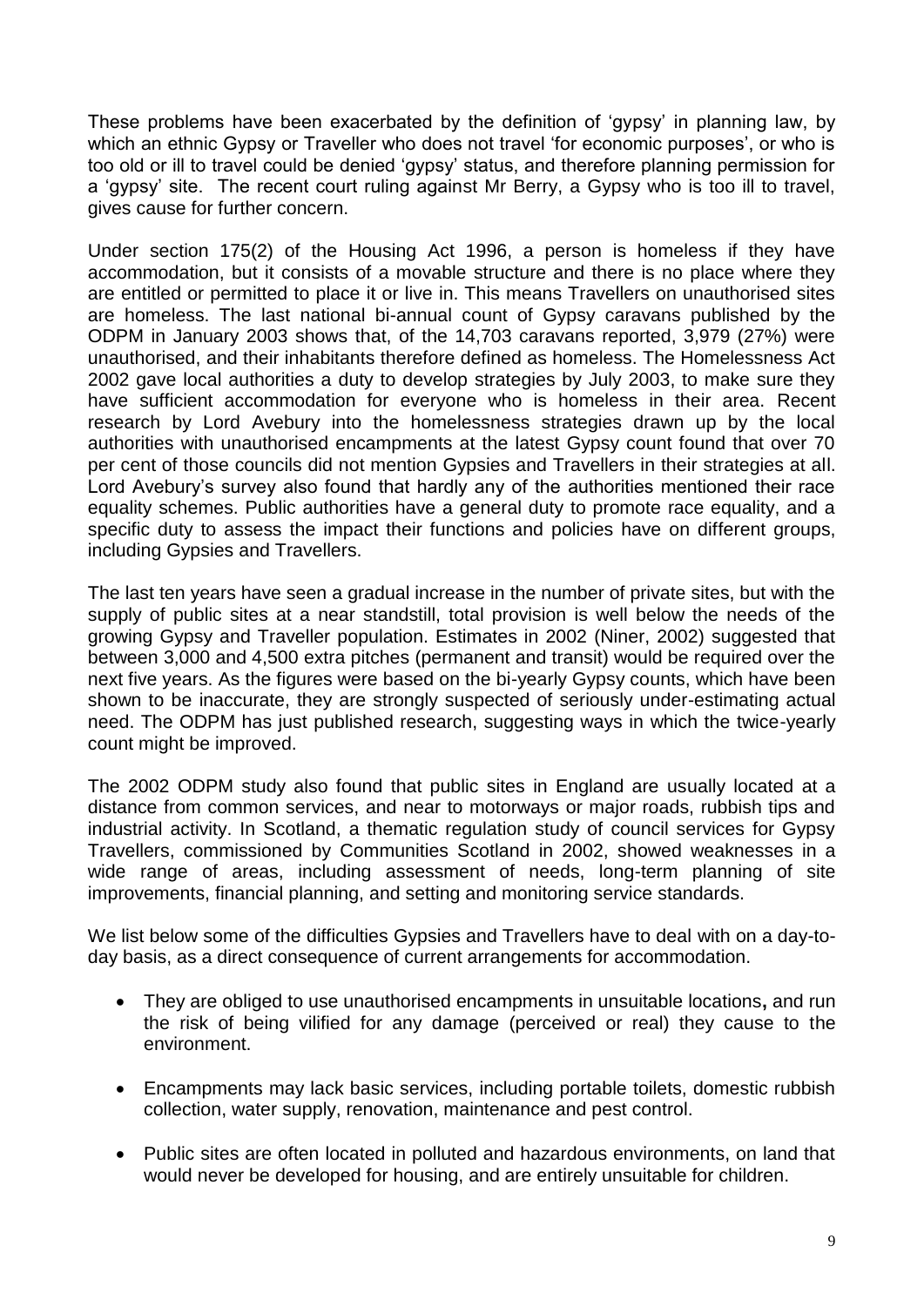These problems have been exacerbated by the definition of 'gypsy' in planning law, by which an ethnic Gypsy or Traveller who does not travel 'for economic purposes', or who is too old or ill to travel could be denied 'gypsy' status, and therefore planning permission for a 'gypsy' site. The recent court ruling against Mr Berry, a Gypsy who is too ill to travel, gives cause for further concern.

Under section 175(2) of the Housing Act 1996, a person is homeless if they have accommodation, but it consists of a movable structure and there is no place where they are entitled or permitted to place it or live in. This means Travellers on unauthorised sites are homeless. The last national bi-annual count of Gypsy caravans published by the ODPM in January 2003 shows that, of the 14,703 caravans reported, 3,979 (27%) were unauthorised, and their inhabitants therefore defined as homeless. The Homelessness Act 2002 gave local authorities a duty to develop strategies by July 2003, to make sure they have sufficient accommodation for everyone who is homeless in their area. Recent research by Lord Avebury into the homelessness strategies drawn up by the local authorities with unauthorised encampments at the latest Gypsy count found that over 70 per cent of those councils did not mention Gypsies and Travellers in their strategies at all. Lord Avebury's survey also found that hardly any of the authorities mentioned their race equality schemes. Public authorities have a general duty to promote race equality, and a specific duty to assess the impact their functions and policies have on different groups, including Gypsies and Travellers.

The last ten years have seen a gradual increase in the number of private sites, but with the supply of public sites at a near standstill, total provision is well below the needs of the growing Gypsy and Traveller population. Estimates in 2002 (Niner, 2002) suggested that between 3,000 and 4,500 extra pitches (permanent and transit) would be required over the next five years. As the figures were based on the bi-yearly Gypsy counts, which have been shown to be inaccurate, they are strongly suspected of seriously under-estimating actual need. The ODPM has just published research, suggesting ways in which the twice-yearly count might be improved.

The 2002 ODPM study also found that public sites in England are usually located at a distance from common services, and near to motorways or major roads, rubbish tips and industrial activity. In Scotland, a thematic regulation study of council services for Gypsy Travellers, commissioned by Communities Scotland in 2002, showed weaknesses in a wide range of areas, including assessment of needs, long-term planning of site improvements, financial planning, and setting and monitoring service standards.

We list below some of the difficulties Gypsies and Travellers have to deal with on a day-to-day basis, as a direct consequence of current arrangements for accommodation.

- They are obliged to use unauthorised encampments in unsuitable locations, and run the risk of being vilified for any damage (perceived or real) they cause to the environment.
- Encampments may lack basic services, including portable toilets, domestic rubbish collection, water supply, renovation, maintenance and pest control.
- Public sites are often located in polluted and hazardous environments, on land that would never be developed for housing, and are entirely unsuitable for children.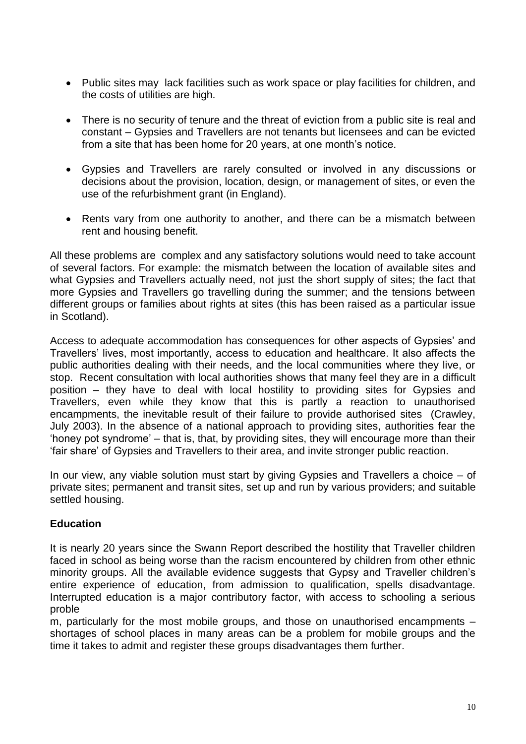- Public sites may lack facilities such as work space or play facilities for children, and the costs of utilities are high.

- There is no security of tenure and the threat of eviction from a public site is real and constant – Gypsies and Travellers are not tenants but licensees and can be evicted from a site that has been home for 20 years, at one month's notice.

- Gypsies and Travellers are rarely consulted or involved in any discussions or decisions about the provision, location, design, or management of sites, or even the use of the refurbishment grant (in England).

- Rents vary from one authority to another, and there can be a mismatch between rent and housing benefit.

All these problems are complex and any satisfactory solutions would need to take account of several factors. For example: the mismatch between the location of available sites and what Gypsies and Travellers actually need, not just the short supply of sites; the fact that more Gypsies and Travellers go travelling during the summer; and the tensions between different groups or families about rights at sites (this has been raised as a particular issue in Scotland).

Access to adequate accommodation has consequences for other aspects of Gypsies' and Travellers' lives, most importantly, access to education and healthcare. It also affects the public authorities dealing with their needs, and the local communities where they live, or stop. Recent consultation with local authorities shows that many feel they are in a difficult position – they have to deal with local hostility to providing sites for Gypsies and Travellers, even while they know that this is partly a reaction to unauthorised encampments, the inevitable result of their failure to provide authorised sites (Crawley, July 2003). In the absence of a national approach to providing sites, authorities fear the 'honey pot syndrome' – that is, that, by providing sites, they will encourage more than their 'fair share' of Gypsies and Travellers to their area, and invite stronger public reaction.

In our view, any viable solution must start by giving Gypsies and Travellers a choice – of private sites; permanent and transit sites, set up and run by various providers; and suitable settled housing.

**Education**

It is nearly 20 years since the Swann Report described the hostility that Traveller children faced in school as being worse than the racism encountered by children from other ethnic minority groups. All the available evidence suggests that Gypsy and Traveller children's entire experience of education, from admission to qualification, spells disadvantage. Interrupted education is a major contributory factor, with access to schooling a serious problem, particularly for the most mobile groups, and those on unauthorised encampments – shortages of school places in many areas can be a problem for mobile groups and the time it takes to admit and register these groups disadvantages them further.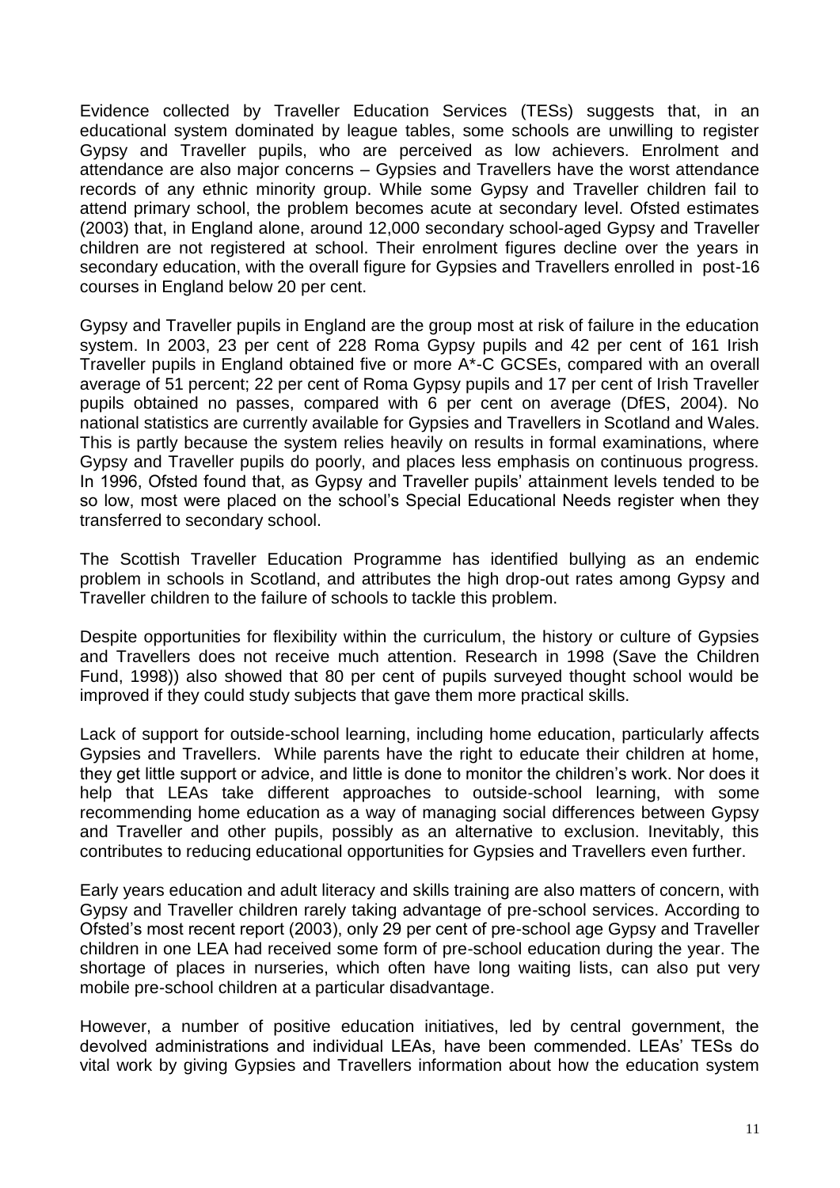Evidence collected by Traveller Education Services (TESs) suggests that, in an educational system dominated by league tables, some schools are unwilling to register Gypsy and Traveller pupils, who are perceived as low achievers. Enrolment and attendance are also major concerns – Gypsies and Travellers have the worst attendance records of any ethnic minority group. While some Gypsy and Traveller children fail to attend primary school, the problem becomes acute at secondary level. Ofsted estimates (2003) that, in England alone, around 12,000 secondary school-aged Gypsy and Traveller children are not registered at school. Their enrolment figures decline over the years in secondary education, with the overall figure for Gypsies and Travellers enrolled in post-16 courses in England below 20 per cent.

Gypsy and Traveller pupils in England are the group most at risk of failure in the education system. In 2003, 23 per cent of 228 Roma Gypsy pupils and 42 per cent of 161 Irish Traveller pupils in England obtained five or more A*-C GCSEs, compared with an overall average of 51 percent; 22 per cent of Roma Gypsy pupils and 17 per cent of Irish Traveller pupils obtained no passes, compared with 6 per cent on average (DfES, 2004). No national statistics are currently available for Gypsies and Travellers in Scotland and Wales. This is partly because the system relies heavily on results in formal examinations, where Gypsy and Traveller pupils do poorly, and places less emphasis on continuous progress. In 1996, Ofsted found that, as Gypsy and Traveller pupils' attainment levels tended to be so low, most were placed on the school's Special Educational Needs register when they transferred to secondary school.

The Scottish Traveller Education Programme has identified bullying as an endemic problem in schools in Scotland, and attributes the high drop-out rates among Gypsy and Traveller children to the failure of schools to tackle this problem.

Despite opportunities for flexibility within the curriculum, the history or culture of Gypsies and Travellers does not receive much attention. Research in 1998 (Save the Children Fund, 1998)) also showed that 80 per cent of pupils surveyed thought school would be improved if they could study subjects that gave them more practical skills.

Lack of support for outside-school learning, including home education, particularly affects Gypsies and Travellers. While parents have the right to educate their children at home, they get little support or advice, and little is done to monitor the children's work. Nor does it help that LEAs take different approaches to outside-school learning, with some recommending home education as a way of managing social differences between Gypsy and Traveller and other pupils, possibly as an alternative to exclusion. Inevitably, this contributes to reducing educational opportunities for Gypsies and Travellers even further.

Early years education and adult literacy and skills training are also matters of concern, with Gypsy and Traveller children rarely taking advantage of pre-school services. According to Ofsted's most recent report (2003), only 29 per cent of pre-school age Gypsy and Traveller children in one LEA had received some form of pre-school education during the year. The shortage of places in nurseries, which often have long waiting lists, can also put very mobile pre-school children at a particular disadvantage.

However, a number of positive education initiatives, led by central government, the devolved administrations and individual LEAs, have been commended. LEAs' TESs do vital work by giving Gypsies and Travellers information about how the education system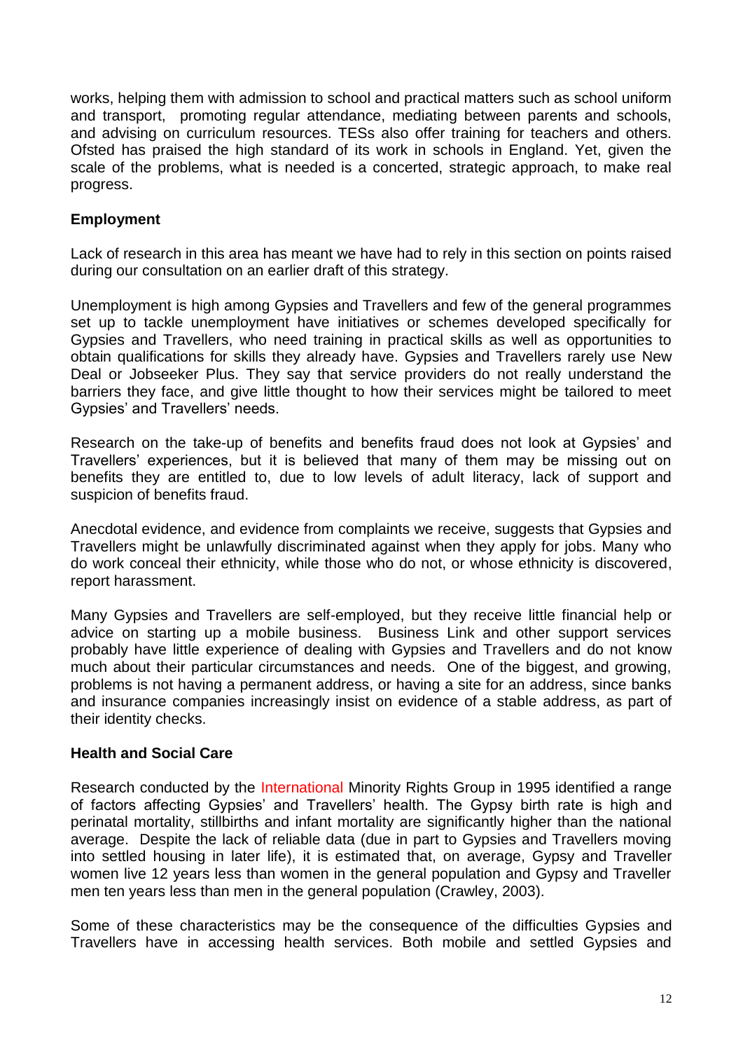works, helping them with admission to school and practical matters such as school uniform and transport, promoting regular attendance, mediating between parents and schools, and advising on curriculum resources. TESs also offer training for teachers and others. Ofsted has praised the high standard of its work in schools in England. Yet, given the scale of the problems, what is needed is a concerted, strategic approach, to make real progress.

**Employment**

Lack of research in this area has meant we have had to rely in this section on points raised during our consultation on an earlier draft of this strategy.

Unemployment is high among Gypsies and Travellers and few of the general programmes set up to tackle unemployment have initiatives or schemes developed specifically for Gypsies and Travellers, who need training in practical skills as well as opportunities to obtain qualifications for skills they already have. Gypsies and Travellers rarely use New Deal or Jobseeker Plus. They say that service providers do not really understand the barriers they face, and give little thought to how their services might be tailored to meet Gypsies' and Travellers' needs.

Research on the take-up of benefits and benefits fraud does not look at Gypsies' and Travellers' experiences, but it is believed that many of them may be missing out on benefits they are entitled to, due to low levels of adult literacy, lack of support and suspicion of benefits fraud.

Anecdotal evidence, and evidence from complaints we receive, suggests that Gypsies and Travellers might be unlawfully discriminated against when they apply for jobs. Many who do work conceal their ethnicity, while those who do not, or whose ethnicity is discovered, report harassment.

Many Gypsies and Travellers are self-employed, but they receive little financial help or advice on starting up a mobile business. Business Link and other support services probably have little experience of dealing with Gypsies and Travellers and do not know much about their particular circumstances and needs. One of the biggest, and growing, problems is not having a permanent address, or having a site for an address, since banks and insurance companies increasingly insist on evidence of a stable address, as part of their identity checks.

**Health and Social Care**

Research conducted by the International Minority Rights Group in 1995 identified a range of factors affecting Gypsies' and Travellers' health. The Gypsy birth rate is high and perinatal mortality, stillbirths and infant mortality are significantly higher than the national average. Despite the lack of reliable data (due in part to Gypsies and Travellers moving into settled housing in later life), it is estimated that, on average, Gypsy and Traveller women live 12 years less than women in the general population and Gypsy and Traveller men ten years less than men in the general population (Crawley, 2003).

Some of these characteristics may be the consequence of the difficulties Gypsies and Travellers have in accessing health services. Both mobile and settled Gypsies and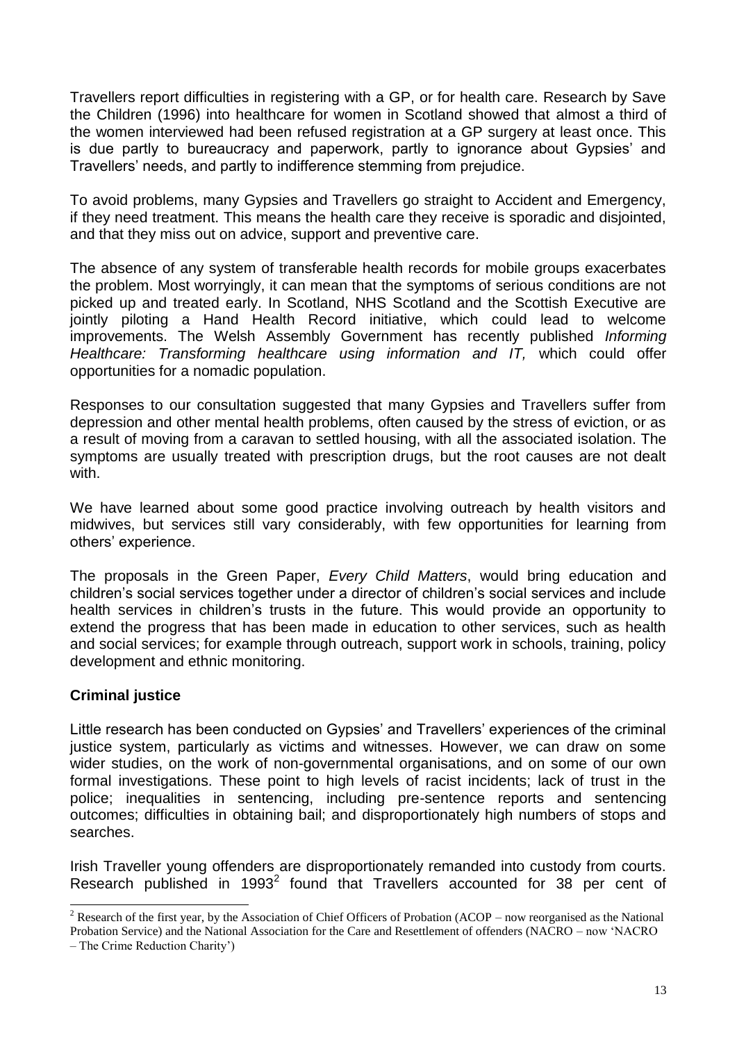Travellers report difficulties in registering with a GP, or for health care. Research by Save the Children (1996) into healthcare for women in Scotland showed that almost a third of the women interviewed had been refused registration at a GP surgery at least once. This is due partly to bureaucracy and paperwork, partly to ignorance about Gypsies' and Travellers' needs, and partly to indifference stemming from prejudice.

To avoid problems, many Gypsies and Travellers go straight to Accident and Emergency, if they need treatment. This means the health care they receive is sporadic and disjointed, and that they miss out on advice, support and preventive care.

The absence of any system of transferable health records for mobile groups exacerbates the problem. Most worryingly, it can mean that the symptoms of serious conditions are not picked up and treated early. In Scotland, NHS Scotland and the Scottish Executive are jointly piloting a Hand Health Record initiative, which could lead to welcome improvements. The Welsh Assembly Government has recently published *Informing Healthcare: Transforming healthcare using information and IT,* which could offer opportunities for a nomadic population.

Responses to our consultation suggested that many Gypsies and Travellers suffer from depression and other mental health problems, often caused by the stress of eviction, or as a result of moving from a caravan to settled housing, with all the associated isolation. The symptoms are usually treated with prescription drugs, but the root causes are not dealt with.

We have learned about some good practice involving outreach by health visitors and midwives, but services still vary considerably, with few opportunities for learning from others' experience.

The proposals in the Green Paper, *Every Child Matters*, would bring education and children's social services together under a director of children's social services and include health services in children's trusts in the future. This would provide an opportunity to extend the progress that has been made in education to other services, such as health and social services; for example through outreach, support work in schools, training, policy development and ethnic monitoring.

**Criminal justice**

Little research has been conducted on Gypsies' and Travellers' experiences of the criminal justice system, particularly as victims and witnesses. However, we can draw on some wider studies, on the work of non-governmental organisations, and on some of our own formal investigations. These point to high levels of racist incidents; lack of trust in the police; inequalities in sentencing, including pre-sentence reports and sentencing outcomes; difficulties in obtaining bail; and disproportionately high numbers of stops and searches.

Irish Traveller young offenders are disproportionately remanded into custody from courts. Research published in 1993[2] found that Travellers accounted for 38 per cent of

[2] Research of the first year, by the Association of Chief Officers of Probation (ACOP – now reorganised as the National Probation Service) and the National Association for the Care and Resettlement of offenders (NACRO – now 'NACRO – The Crime Reduction Charity')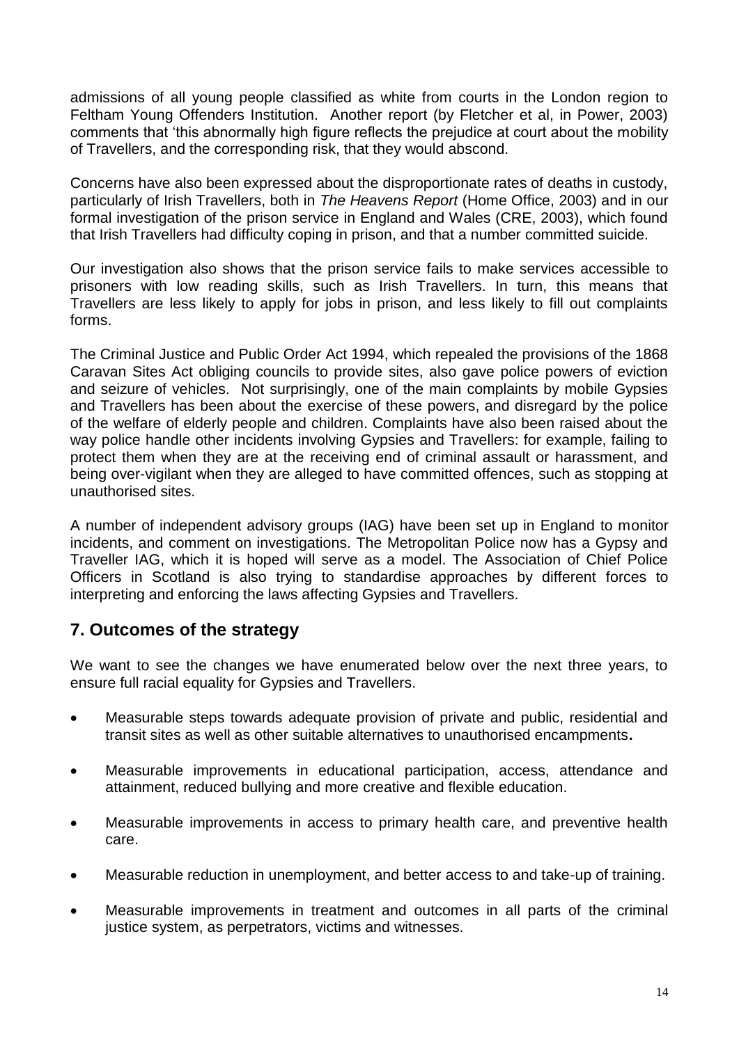admissions of all young people classified as white from courts in the London region to Feltham Young Offenders Institution. Another report (by Fletcher et al, in Power, 2003) comments that 'this abnormally high figure reflects the prejudice at court about the mobility of Travellers, and the corresponding risk, that they would abscond.

Concerns have also been expressed about the disproportionate rates of deaths in custody, particularly of Irish Travellers, both in *The Heavens Report* (Home Office, 2003) and in our formal investigation of the prison service in England and Wales (CRE, 2003), which found that Irish Travellers had difficulty coping in prison, and that a number committed suicide.

Our investigation also shows that the prison service fails to make services accessible to prisoners with low reading skills, such as Irish Travellers. In turn, this means that Travellers are less likely to apply for jobs in prison, and less likely to fill out complaints forms.

The Criminal Justice and Public Order Act 1994, which repealed the provisions of the 1868 Caravan Sites Act obliging councils to provide sites, also gave police powers of eviction and seizure of vehicles. Not surprisingly, one of the main complaints by mobile Gypsies and Travellers has been about the exercise of these powers, and disregard by the police of the welfare of elderly people and children. Complaints have also been raised about the way police handle other incidents involving Gypsies and Travellers: for example, failing to protect them when they are at the receiving end of criminal assault or harassment, and being over-vigilant when they are alleged to have committed offences, such as stopping at unauthorised sites.

A number of independent advisory groups (IAG) have been set up in England to monitor incidents, and comment on investigations. The Metropolitan Police now has a Gypsy and Traveller IAG, which it is hoped will serve as a model. The Association of Chief Police Officers in Scotland is also trying to standardise approaches by different forces to interpreting and enforcing the laws affecting Gypsies and Travellers.

## 7. Outcomes of the strategy

We want to see the changes we have enumerated below over the next three years, to ensure full racial equality for Gypsies and Travellers.

- Measurable steps towards adequate provision of private and public, residential and transit sites as well as other suitable alternatives to unauthorised encampments**.**
- Measurable improvements in educational participation, access, attendance and attainment, reduced bullying and more creative and flexible education.
- Measurable improvements in access to primary health care, and preventive health care.
- Measurable reduction in unemployment, and better access to and take-up of training.
- Measurable improvements in treatment and outcomes in all parts of the criminal justice system, as perpetrators, victims and witnesses.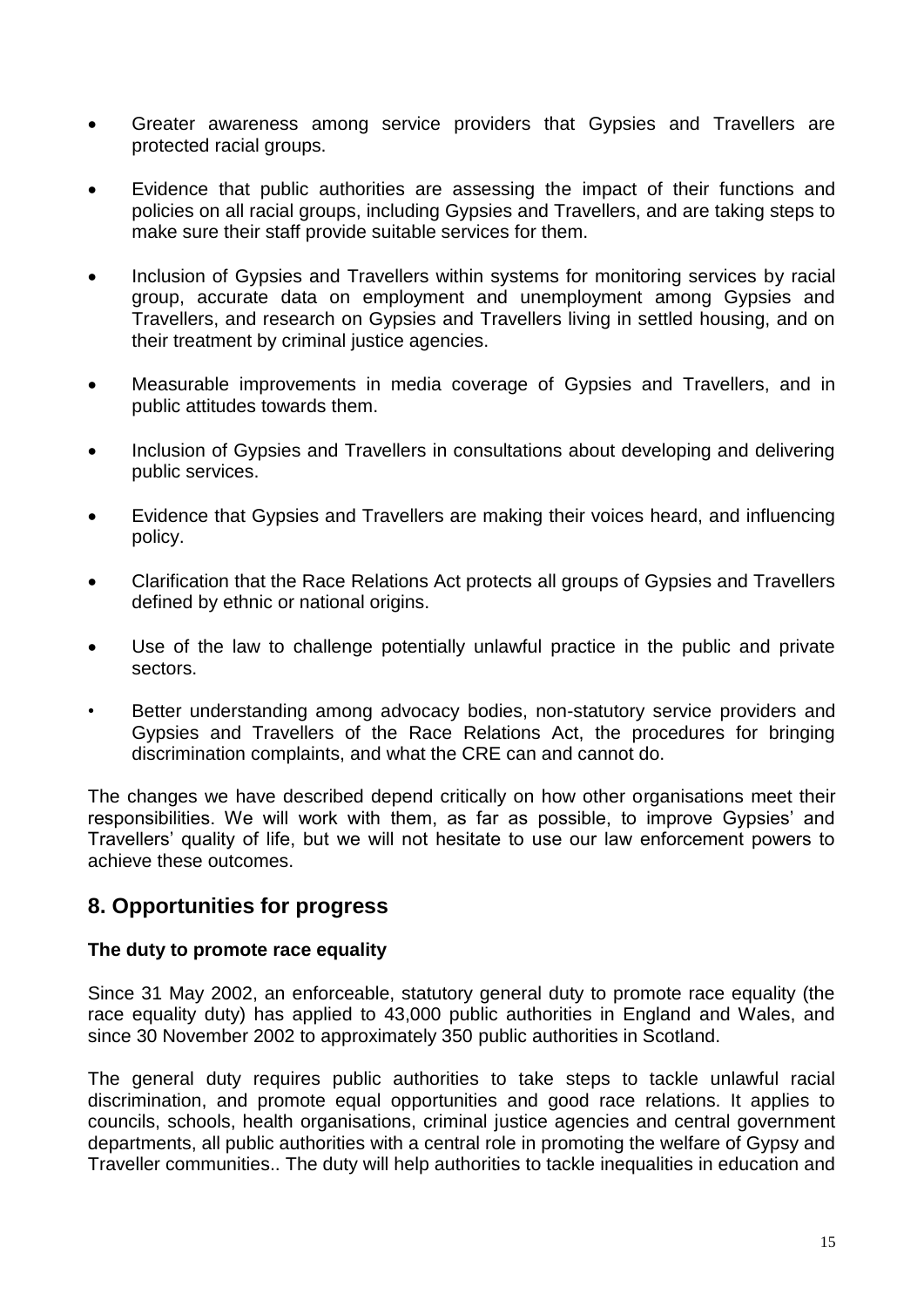- Greater awareness among service providers that Gypsies and Travellers are protected racial groups.
- Evidence that public authorities are assessing the impact of their functions and policies on all racial groups, including Gypsies and Travellers, and are taking steps to make sure their staff provide suitable services for them.
- Inclusion of Gypsies and Travellers within systems for monitoring services by racial group, accurate data on employment and unemployment among Gypsies and Travellers, and research on Gypsies and Travellers living in settled housing, and on their treatment by criminal justice agencies.
- Measurable improvements in media coverage of Gypsies and Travellers, and in public attitudes towards them.
- Inclusion of Gypsies and Travellers in consultations about developing and delivering public services.
- Evidence that Gypsies and Travellers are making their voices heard, and influencing policy.
- Clarification that the Race Relations Act protects all groups of Gypsies and Travellers defined by ethnic or national origins.
- Use of the law to challenge potentially unlawful practice in the public and private sectors.
- Better understanding among advocacy bodies, non-statutory service providers and Gypsies and Travellers of the Race Relations Act, the procedures for bringing discrimination complaints, and what the CRE can and cannot do.

The changes we have described depend critically on how other organisations meet their responsibilities. We will work with them, as far as possible, to improve Gypsies' and Travellers' quality of life, but we will not hesitate to use our law enforcement powers to achieve these outcomes.

## 8. Opportunities for progress

**The duty to promote race equality**

Since 31 May 2002, an enforceable, statutory general duty to promote race equality (the race equality duty) has applied to 43,000 public authorities in England and Wales, and since 30 November 2002 to approximately 350 public authorities in Scotland.

The general duty requires public authorities to take steps to tackle unlawful racial discrimination, and promote equal opportunities and good race relations. It applies to councils, schools, health organisations, criminal justice agencies and central government departments, all public authorities with a central role in promoting the welfare of Gypsy and Traveller communities.. The duty will help authorities to tackle inequalities in education and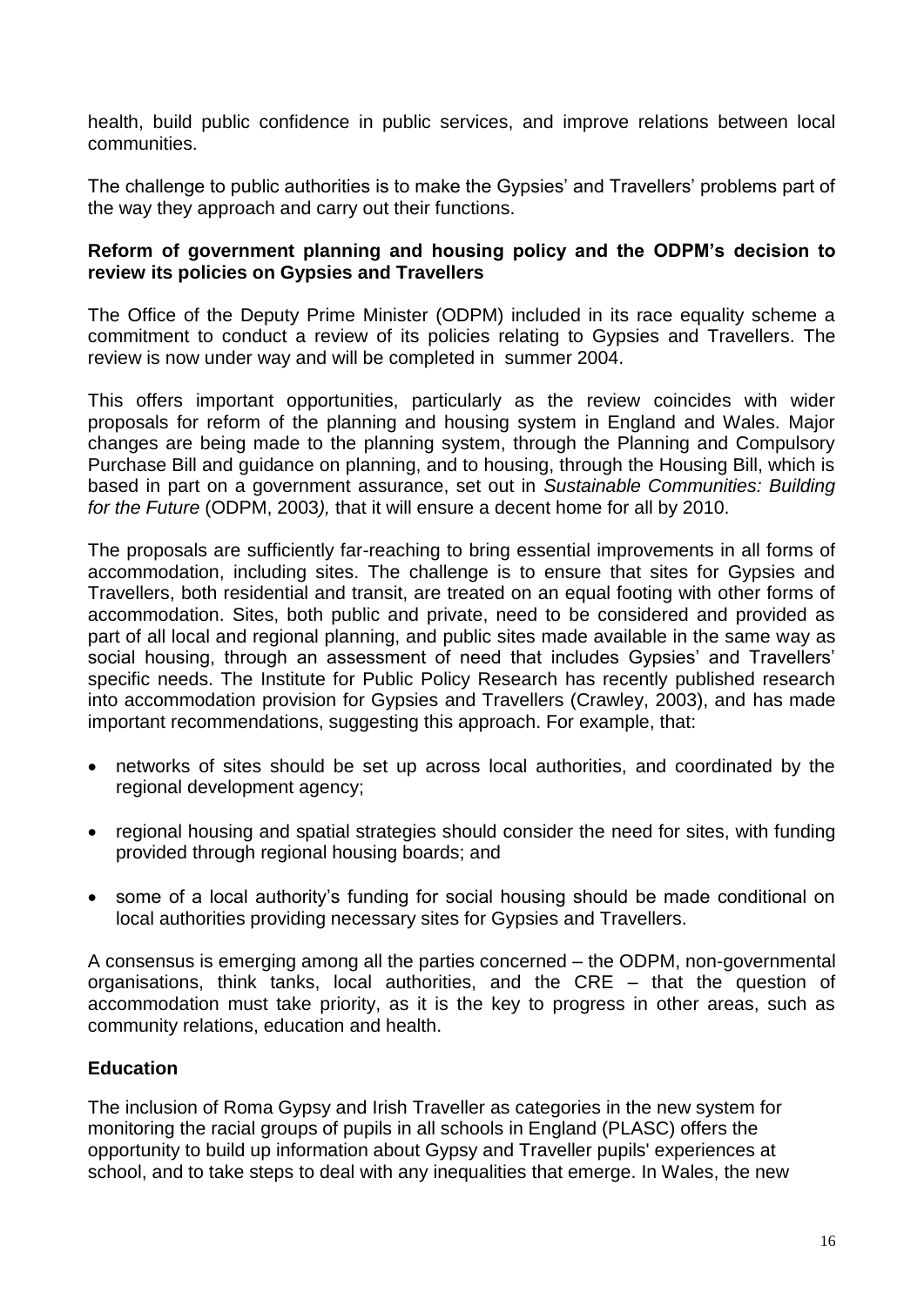health, build public confidence in public services, and improve relations between local communities.

The challenge to public authorities is to make the Gypsies' and Travellers' problems part of the way they approach and carry out their functions.

**Reform of government planning and housing policy and the ODPM's decision to review its policies on Gypsies and Travellers**

The Office of the Deputy Prime Minister (ODPM) included in its race equality scheme a commitment to conduct a review of its policies relating to Gypsies and Travellers. The review is now under way and will be completed in summer 2004.

This offers important opportunities, particularly as the review coincides with wider proposals for reform of the planning and housing system in England and Wales. Major changes are being made to the planning system, through the Planning and Compulsory Purchase Bill and guidance on planning, and to housing, through the Housing Bill, which is based in part on a government assurance, set out in *Sustainable Communities: Building for the Future* (ODPM, 2003*),* that it will ensure a decent home for all by 2010.

The proposals are sufficiently far-reaching to bring essential improvements in all forms of accommodation, including sites. The challenge is to ensure that sites for Gypsies and Travellers, both residential and transit, are treated on an equal footing with other forms of accommodation. Sites, both public and private, need to be considered and provided as part of all local and regional planning, and public sites made available in the same way as social housing, through an assessment of need that includes Gypsies' and Travellers' specific needs. The Institute for Public Policy Research has recently published research into accommodation provision for Gypsies and Travellers (Crawley, 2003), and has made important recommendations, suggesting this approach. For example, that:

- networks of sites should be set up across local authorities, and coordinated by the regional development agency;
- regional housing and spatial strategies should consider the need for sites, with funding provided through regional housing boards; and
- some of a local authority's funding for social housing should be made conditional on local authorities providing necessary sites for Gypsies and Travellers.

A consensus is emerging among all the parties concerned – the ODPM, non-governmental organisations, think tanks, local authorities, and the CRE – that the question of accommodation must take priority, as it is the key to progress in other areas, such as community relations, education and health.

**Education**

The inclusion of Roma Gypsy and Irish Traveller as categories in the new system for monitoring the racial groups of pupils in all schools in England (PLASC) offers the opportunity to build up information about Gypsy and Traveller pupils' experiences at school, and to take steps to deal with any inequalities that emerge. In Wales, the new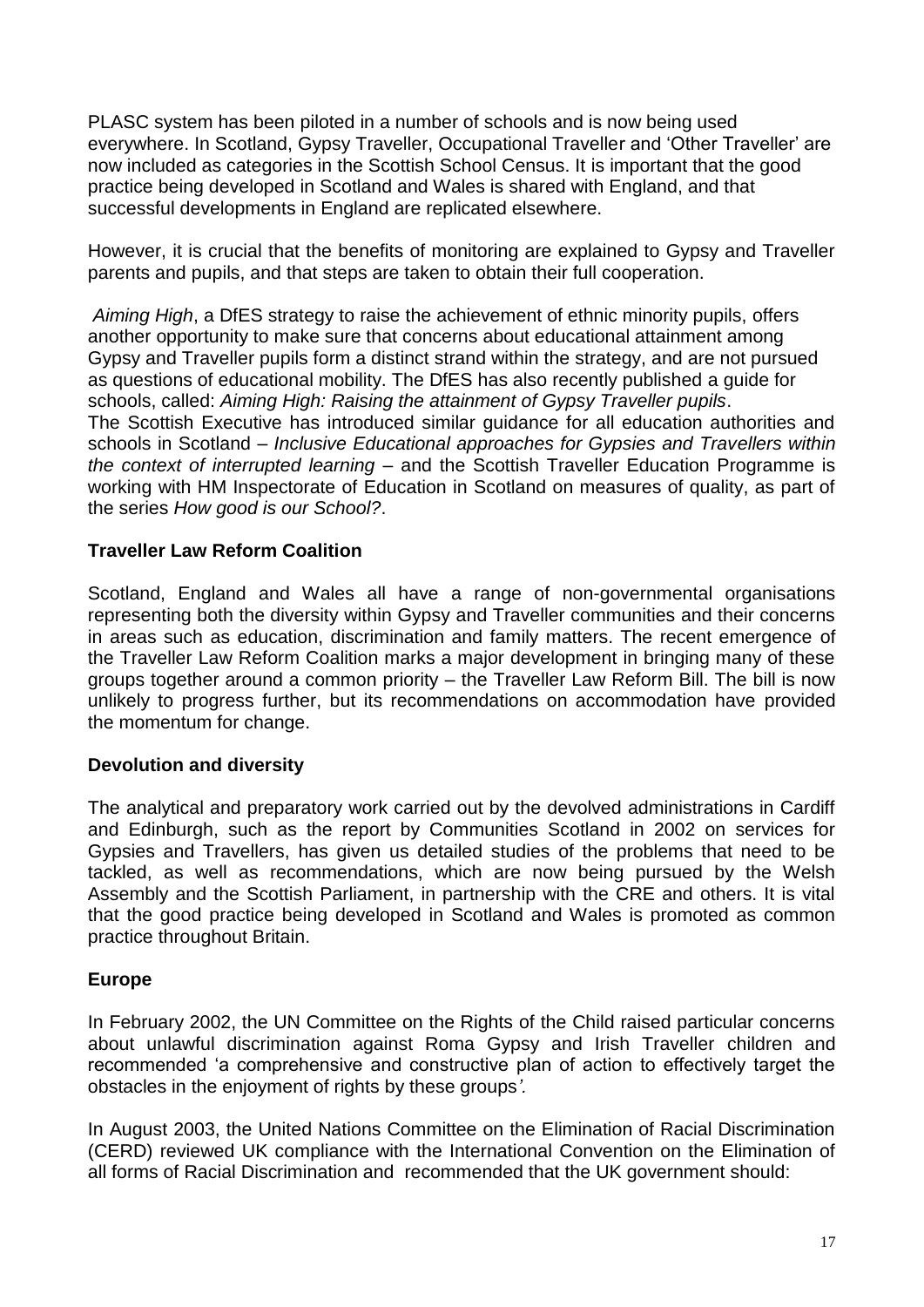PLASC system has been piloted in a number of schools and is now being used everywhere. In Scotland, Gypsy Traveller, Occupational Traveller and 'Other Traveller' are now included as categories in the Scottish School Census. It is important that the good practice being developed in Scotland and Wales is shared with England, and that successful developments in England are replicated elsewhere.

However, it is crucial that the benefits of monitoring are explained to Gypsy and Traveller parents and pupils, and that steps are taken to obtain their full cooperation.

*Aiming High*, a DfES strategy to raise the achievement of ethnic minority pupils, offers another opportunity to make sure that concerns about educational attainment among Gypsy and Traveller pupils form a distinct strand within the strategy, and are not pursued as questions of educational mobility. The DfES has also recently published a guide for schools, called: *Aiming High: Raising the attainment of Gypsy Traveller pupils*.
The Scottish Executive has introduced similar guidance for all education authorities and schools in Scotland – *Inclusive Educational approaches for Gypsies and Travellers within the context of interrupted learning* – and the Scottish Traveller Education Programme is working with HM Inspectorate of Education in Scotland on measures of quality, as part of the series *How good is our School?*.

**Traveller Law Reform Coalition**

Scotland, England and Wales all have a range of non-governmental organisations representing both the diversity within Gypsy and Traveller communities and their concerns in areas such as education, discrimination and family matters. The recent emergence of the Traveller Law Reform Coalition marks a major development in bringing many of these groups together around a common priority – the Traveller Law Reform Bill. The bill is now unlikely to progress further, but its recommendations on accommodation have provided the momentum for change.

**Devolution and diversity**

The analytical and preparatory work carried out by the devolved administrations in Cardiff and Edinburgh, such as the report by Communities Scotland in 2002 on services for Gypsies and Travellers, has given us detailed studies of the problems that need to be tackled, as well as recommendations, which are now being pursued by the Welsh Assembly and the Scottish Parliament, in partnership with the CRE and others. It is vital that the good practice being developed in Scotland and Wales is promoted as common practice throughout Britain.

**Europe**

In February 2002, the UN Committee on the Rights of the Child raised particular concerns about unlawful discrimination against Roma Gypsy and Irish Traveller children and recommended 'a comprehensive and constructive plan of action to effectively target the obstacles in the enjoyment of rights by these groups*'.*

In August 2003, the United Nations Committee on the Elimination of Racial Discrimination (CERD) reviewed UK compliance with the International Convention on the Elimination of all forms of Racial Discrimination and recommended that the UK government should: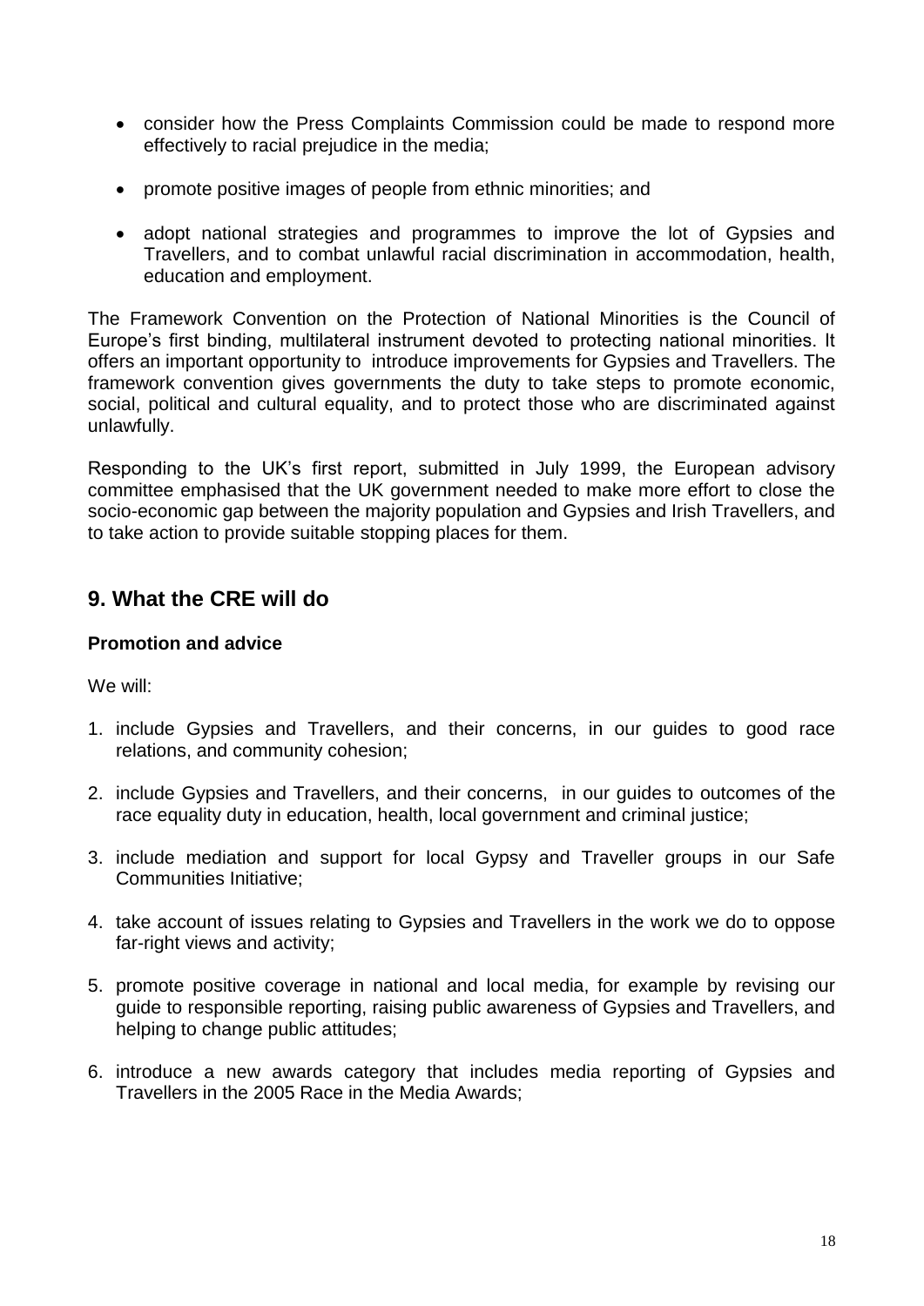- consider how the Press Complaints Commission could be made to respond more effectively to racial prejudice in the media;
- promote positive images of people from ethnic minorities; and
- adopt national strategies and programmes to improve the lot of Gypsies and Travellers, and to combat unlawful racial discrimination in accommodation, health, education and employment.

The Framework Convention on the Protection of National Minorities is the Council of Europe's first binding, multilateral instrument devoted to protecting national minorities. It offers an important opportunity to introduce improvements for Gypsies and Travellers. The framework convention gives governments the duty to take steps to promote economic, social, political and cultural equality, and to protect those who are discriminated against unlawfully.

Responding to the UK's first report, submitted in July 1999, the European advisory committee emphasised that the UK government needed to make more effort to close the socio-economic gap between the majority population and Gypsies and Irish Travellers, and to take action to provide suitable stopping places for them.

## 9. What the CRE will do

**Promotion and advice**

We will:

1. include Gypsies and Travellers, and their concerns, in our guides to good race relations, and community cohesion;
2. include Gypsies and Travellers, and their concerns, in our guides to outcomes of the race equality duty in education, health, local government and criminal justice;
3. include mediation and support for local Gypsy and Traveller groups in our Safe Communities Initiative;
4. take account of issues relating to Gypsies and Travellers in the work we do to oppose far-right views and activity;
5. promote positive coverage in national and local media, for example by revising our guide to responsible reporting, raising public awareness of Gypsies and Travellers, and helping to change public attitudes;
6. introduce a new awards category that includes media reporting of Gypsies and Travellers in the 2005 Race in the Media Awards;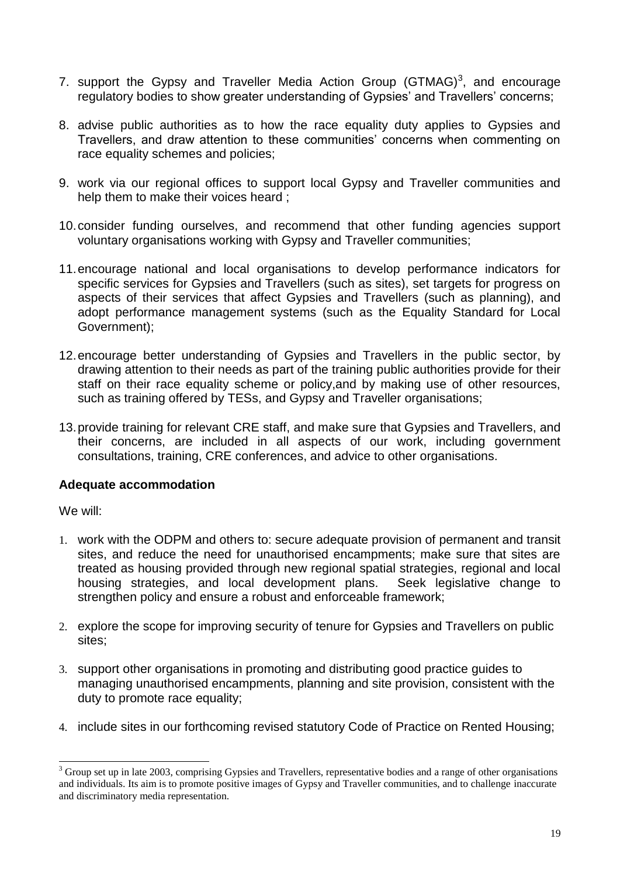7. support the Gypsy and Traveller Media Action Group (GTMAG)[3], and encourage regulatory bodies to show greater understanding of Gypsies' and Travellers' concerns;

8. advise public authorities as to how the race equality duty applies to Gypsies and Travellers, and draw attention to these communities' concerns when commenting on race equality schemes and policies;

9. work via our regional offices to support local Gypsy and Traveller communities and help them to make their voices heard ;

10. consider funding ourselves, and recommend that other funding agencies support voluntary organisations working with Gypsy and Traveller communities;

11. encourage national and local organisations to develop performance indicators for specific services for Gypsies and Travellers (such as sites), set targets for progress on aspects of their services that affect Gypsies and Travellers (such as planning), and adopt performance management systems (such as the Equality Standard for Local Government);

12. encourage better understanding of Gypsies and Travellers in the public sector, by drawing attention to their needs as part of the training public authorities provide for their staff on their race equality scheme or policy,and by making use of other resources, such as training offered by TESs, and Gypsy and Traveller organisations;

13. provide training for relevant CRE staff, and make sure that Gypsies and Travellers, and their concerns, are included in all aspects of our work, including government consultations, training, CRE conferences, and advice to other organisations.

**Adequate accommodation**

We will:

1. work with the ODPM and others to: secure adequate provision of permanent and transit sites, and reduce the need for unauthorised encampments; make sure that sites are treated as housing provided through new regional spatial strategies, regional and local housing strategies, and local development plans. Seek legislative change to strengthen policy and ensure a robust and enforceable framework;

2. explore the scope for improving security of tenure for Gypsies and Travellers on public sites;

3. support other organisations in promoting and distributing good practice guides to managing unauthorised encampments, planning and site provision, consistent with the duty to promote race equality;

4. include sites in our forthcoming revised statutory Code of Practice on Rented Housing;

[3] Group set up in late 2003, comprising Gypsies and Travellers, representative bodies and a range of other organisations and individuals. Its aim is to promote positive images of Gypsy and Traveller communities, and to challenge inaccurate and discriminatory media representation.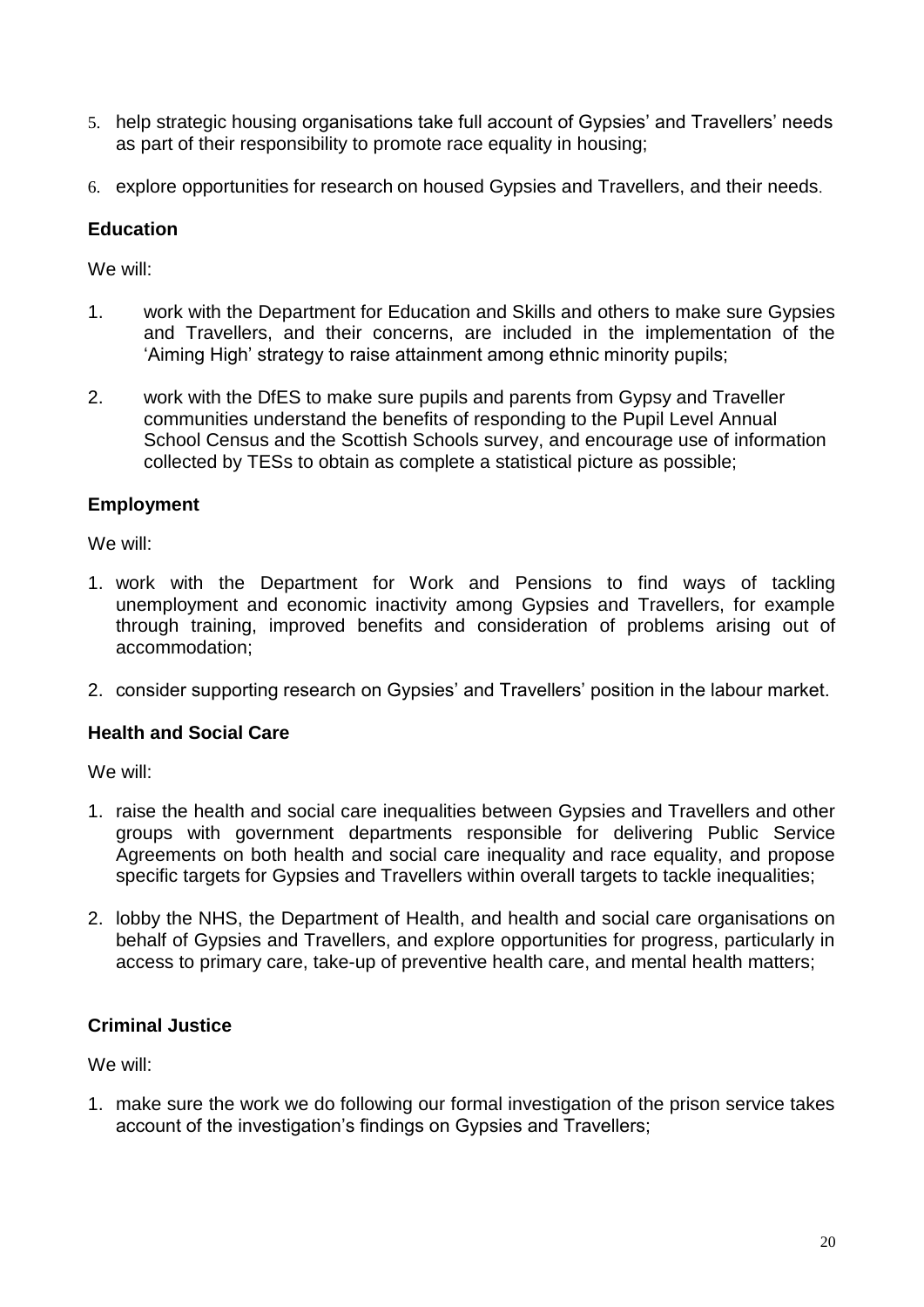5. help strategic housing organisations take full account of Gypsies' and Travellers' needs as part of their responsibility to promote race equality in housing;

6. explore opportunities for research on housed Gypsies and Travellers, and their needs.

**Education**

We will:

1. work with the Department for Education and Skills and others to make sure Gypsies and Travellers, and their concerns, are included in the implementation of the 'Aiming High' strategy to raise attainment among ethnic minority pupils;

2. work with the DfES to make sure pupils and parents from Gypsy and Traveller communities understand the benefits of responding to the Pupil Level Annual School Census and the Scottish Schools survey, and encourage use of information collected by TESs to obtain as complete a statistical picture as possible;

**Employment**

We will:

1. work with the Department for Work and Pensions to find ways of tackling unemployment and economic inactivity among Gypsies and Travellers, for example through training, improved benefits and consideration of problems arising out of accommodation;

2. consider supporting research on Gypsies' and Travellers' position in the labour market.

**Health and Social Care**

We will:

1. raise the health and social care inequalities between Gypsies and Travellers and other groups with government departments responsible for delivering Public Service Agreements on both health and social care inequality and race equality, and propose specific targets for Gypsies and Travellers within overall targets to tackle inequalities;

2. lobby the NHS, the Department of Health, and health and social care organisations on behalf of Gypsies and Travellers, and explore opportunities for progress, particularly in access to primary care, take-up of preventive health care, and mental health matters;

**Criminal Justice**

We will:

1. make sure the work we do following our formal investigation of the prison service takes account of the investigation's findings on Gypsies and Travellers;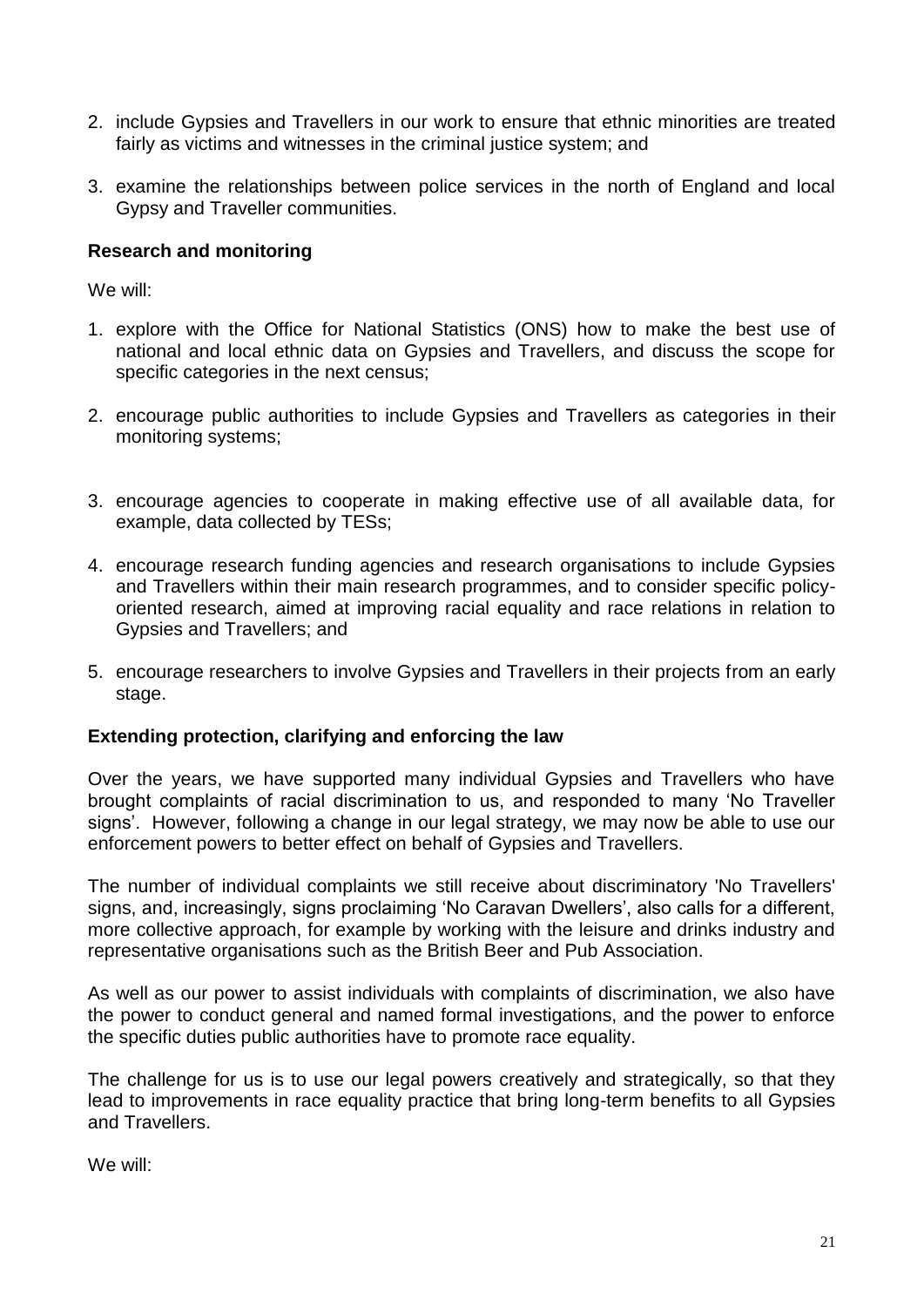2. include Gypsies and Travellers in our work to ensure that ethnic minorities are treated fairly as victims and witnesses in the criminal justice system; and

3. examine the relationships between police services in the north of England and local Gypsy and Traveller communities.

**Research and monitoring**

We will:

1. explore with the Office for National Statistics (ONS) how to make the best use of national and local ethnic data on Gypsies and Travellers, and discuss the scope for specific categories in the next census;

2. encourage public authorities to include Gypsies and Travellers as categories in their monitoring systems;

3. encourage agencies to cooperate in making effective use of all available data, for example, data collected by TESs;

4. encourage research funding agencies and research organisations to include Gypsies and Travellers within their main research programmes, and to consider specific policy-oriented research, aimed at improving racial equality and race relations in relation to Gypsies and Travellers; and

5. encourage researchers to involve Gypsies and Travellers in their projects from an early stage.

**Extending protection, clarifying and enforcing the law**

Over the years, we have supported many individual Gypsies and Travellers who have brought complaints of racial discrimination to us, and responded to many 'No Traveller signs'. However, following a change in our legal strategy, we may now be able to use our enforcement powers to better effect on behalf of Gypsies and Travellers.

The number of individual complaints we still receive about discriminatory 'No Travellers' signs, and, increasingly, signs proclaiming 'No Caravan Dwellers', also calls for a different, more collective approach, for example by working with the leisure and drinks industry and representative organisations such as the British Beer and Pub Association.

As well as our power to assist individuals with complaints of discrimination, we also have the power to conduct general and named formal investigations, and the power to enforce the specific duties public authorities have to promote race equality.

The challenge for us is to use our legal powers creatively and strategically, so that they lead to improvements in race equality practice that bring long-term benefits to all Gypsies and Travellers.

We will: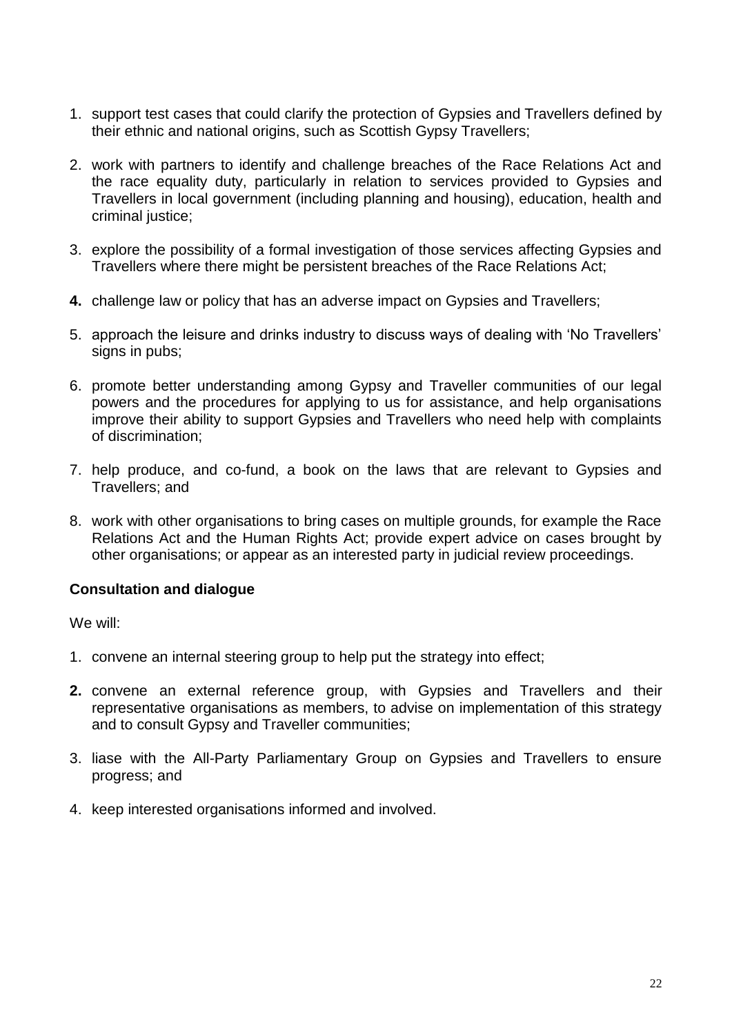1. support test cases that could clarify the protection of Gypsies and Travellers defined by their ethnic and national origins, such as Scottish Gypsy Travellers;

2. work with partners to identify and challenge breaches of the Race Relations Act and the race equality duty, particularly in relation to services provided to Gypsies and Travellers in local government (including planning and housing), education, health and criminal justice;

3. explore the possibility of a formal investigation of those services affecting Gypsies and Travellers where there might be persistent breaches of the Race Relations Act;

4. challenge law or policy that has an adverse impact on Gypsies and Travellers;

5. approach the leisure and drinks industry to discuss ways of dealing with 'No Travellers' signs in pubs;

6. promote better understanding among Gypsy and Traveller communities of our legal powers and the procedures for applying to us for assistance, and help organisations improve their ability to support Gypsies and Travellers who need help with complaints of discrimination;

7. help produce, and co-fund, a book on the laws that are relevant to Gypsies and Travellers; and

8. work with other organisations to bring cases on multiple grounds, for example the Race Relations Act and the Human Rights Act; provide expert advice on cases brought by other organisations; or appear as an interested party in judicial review proceedings.

**Consultation and dialogue**

We will:

1. convene an internal steering group to help put the strategy into effect;

2. convene an external reference group, with Gypsies and Travellers and their representative organisations as members, to advise on implementation of this strategy and to consult Gypsy and Traveller communities;

3. liase with the All-Party Parliamentary Group on Gypsies and Travellers to ensure progress; and

4. keep interested organisations informed and involved.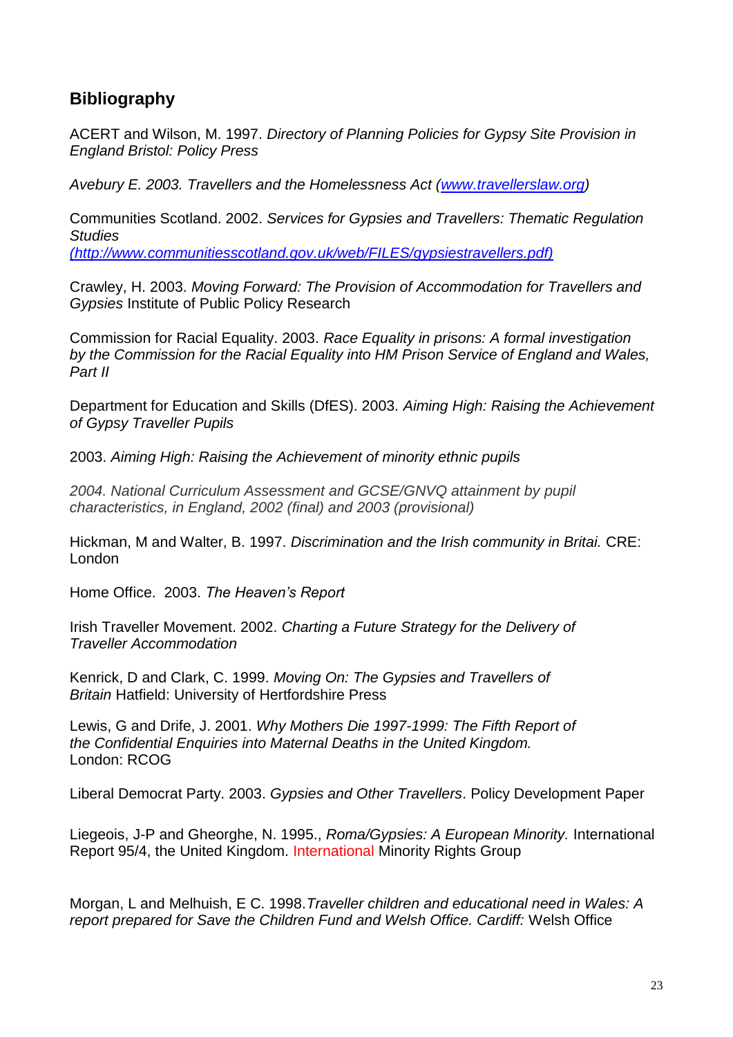## Bibliography

ACERT and Wilson, M. 1997. *Directory of Planning Policies for Gypsy Site Provision in England Bristol: Policy Press*

*Avebury E. 2003. Travellers and the Homelessness Act (www.travellerslaw.org)*

Communities Scotland. 2002. *Services for Gypsies and Travellers: Thematic Regulation Studies (http://www.communitiesscotland.gov.uk/web/FILES/gypsiestravellers.pdf)*

Crawley, H. 2003. *Moving Forward: The Provision of Accommodation for Travellers and Gypsies* Institute of Public Policy Research

Commission for Racial Equality. 2003. *Race Equality in prisons: A formal investigation by the Commission for the Racial Equality into HM Prison Service of England and Wales, Part II*

Department for Education and Skills (DfES). 2003. *Aiming High: Raising the Achievement of Gypsy Traveller Pupils*

2003. *Aiming High: Raising the Achievement of minority ethnic pupils*

*2004. National Curriculum Assessment and GCSE/GNVQ attainment by pupil characteristics, in England, 2002 (final) and 2003 (provisional)*

Hickman, M and Walter, B. 1997. *Discrimination and the Irish community in Britai.* CRE: London

Home Office. 2003. *The Heaven's Report*

Irish Traveller Movement. 2002. *Charting a Future Strategy for the Delivery of Traveller Accommodation*

Kenrick, D and Clark, C. 1999. *Moving On: The Gypsies and Travellers of Britain* Hatfield: University of Hertfordshire Press

Lewis, G and Drife, J. 2001. *Why Mothers Die 1997-1999: The Fifth Report of the Confidential Enquiries into Maternal Deaths in the United Kingdom.* London: RCOG

Liberal Democrat Party. 2003. *Gypsies and Other Travellers*. Policy Development Paper

Liegeois, J-P and Gheorghe, N. 1995., *Roma/Gypsies: A European Minority.* International Report 95/4, the United Kingdom. International Minority Rights Group

Morgan, L and Melhuish, E C. 1998. *Traveller children and educational need in Wales: A report prepared for Save the Children Fund and Welsh Office. Cardiff:* Welsh Office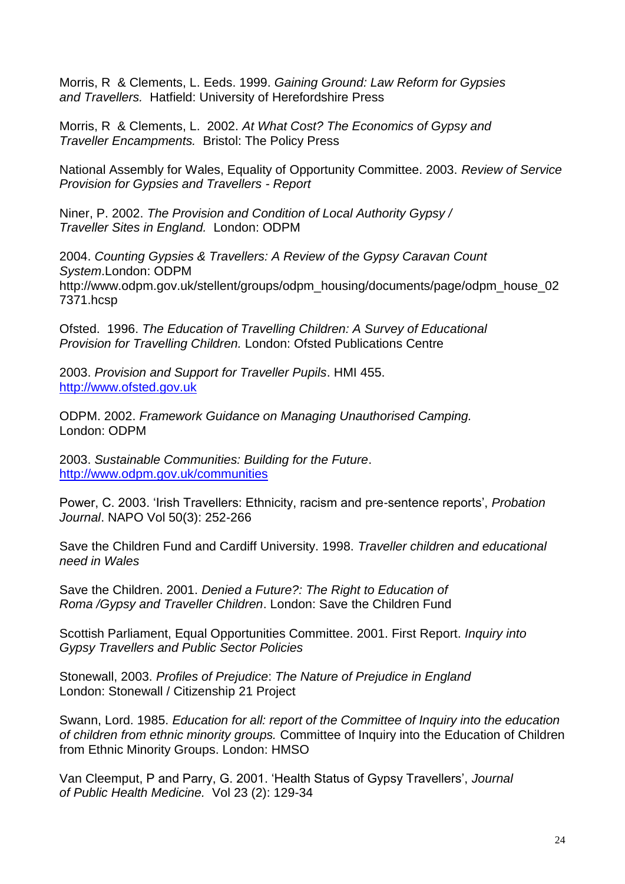Morris, R & Clements, L. Eeds. 1999. *Gaining Ground: Law Reform for Gypsies and Travellers.* Hatfield: University of Herefordshire Press

Morris, R & Clements, L. 2002. *At What Cost? The Economics of Gypsy and Traveller Encampments.* Bristol: The Policy Press

National Assembly for Wales, Equality of Opportunity Committee. 2003. *Review of Service Provision for Gypsies and Travellers - Report*

Niner, P. 2002. *The Provision and Condition of Local Authority Gypsy / Traveller Sites in England.* London: ODPM

2004. *Counting Gypsies & Travellers: A Review of the Gypsy Caravan Count System*.London: ODPM http://www.odpm.gov.uk/stellent/groups/odpm_housing/documents/page/odpm_house_027371.hcsp

Ofsted. 1996. *The Education of Travelling Children: A Survey of Educational Provision for Travelling Children.* London: Ofsted Publications Centre

2003. *Provision and Support for Traveller Pupils*. HMI 455. http://www.ofsted.gov.uk

ODPM. 2002. *Framework Guidance on Managing Unauthorised Camping.* London: ODPM

2003. *Sustainable Communities: Building for the Future*. http://www.odpm.gov.uk/communities

Power, C. 2003. 'Irish Travellers: Ethnicity, racism and pre-sentence reports', *Probation Journal*. NAPO Vol 50(3): 252-266

Save the Children Fund and Cardiff University. 1998. *Traveller children and educational need in Wales*

Save the Children. 2001. *Denied a Future?: The Right to Education of Roma /Gypsy and Traveller Children*. London: Save the Children Fund

Scottish Parliament, Equal Opportunities Committee. 2001. First Report. *Inquiry into Gypsy Travellers and Public Sector Policies*

Stonewall, 2003. *Profiles of Prejudice*: *The Nature of Prejudice in England* London: Stonewall / Citizenship 21 Project

Swann, Lord. 1985. *Education for all: report of the Committee of Inquiry into the education of children from ethnic minority groups.* Committee of Inquiry into the Education of Children from Ethnic Minority Groups. London: HMSO

Van Cleemput, P and Parry, G. 2001. 'Health Status of Gypsy Travellers', *Journal of Public Health Medicine.* Vol 23 (2): 129-34